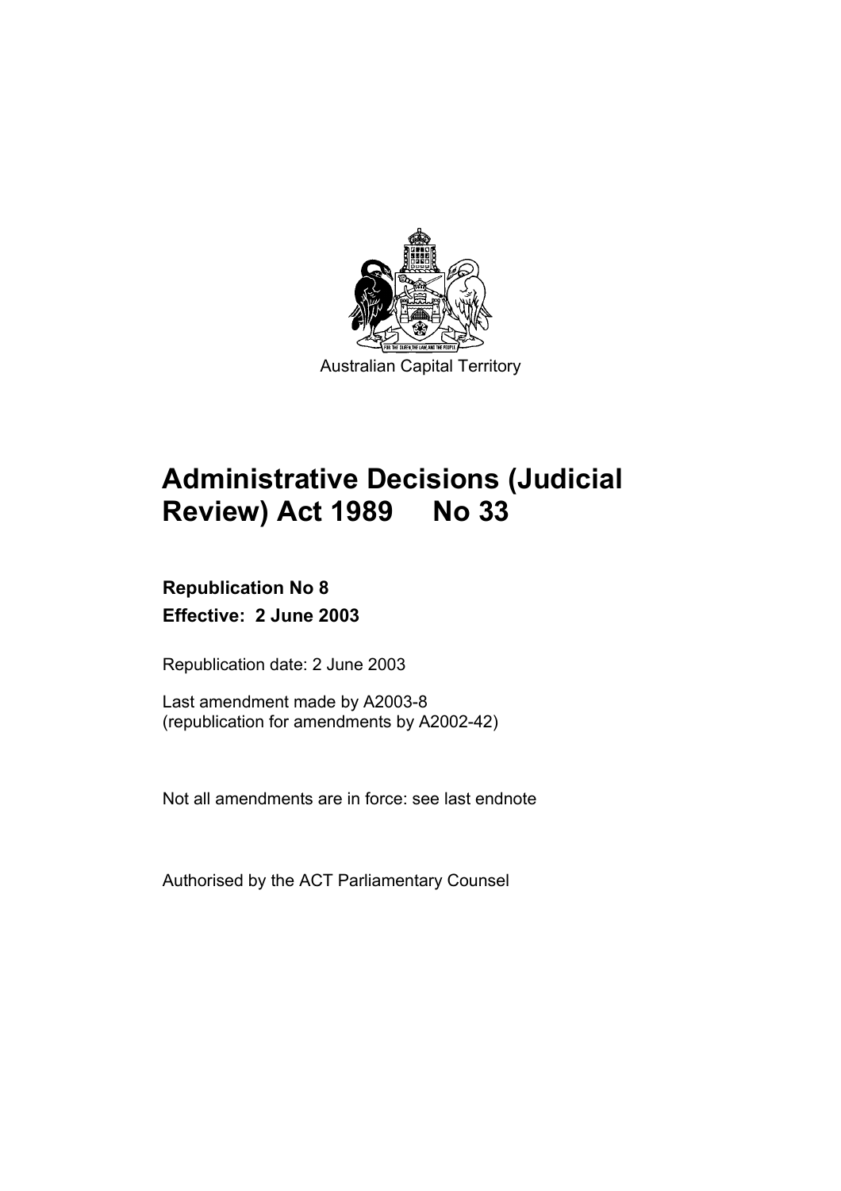Australian Capital Territory

# Administrative Decisions (Judicial Review) Act 1989 No 33

**Republication No 8**

**Effective: 2 June 2003**

Republication date: 2 June 2003

Last amendment made by A2003-8
(republication for amendments by A2002-42)

Not all amendments are in force: see last endnote

Authorised by the ACT Parliamentary Counsel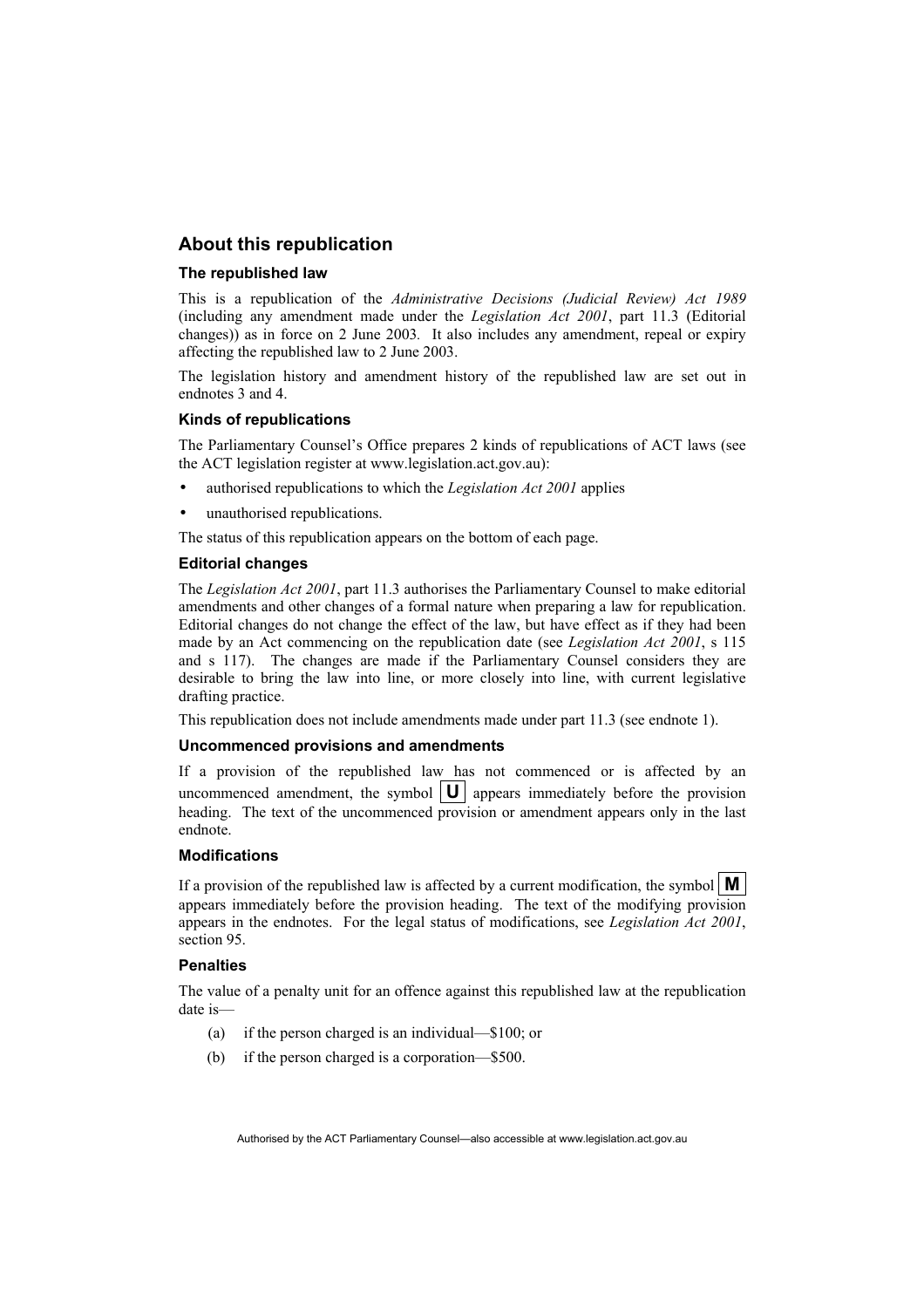## About this republication

### The republished law

This is a republication of the *Administrative Decisions (Judicial Review) Act 1989* (including any amendment made under the *Legislation Act 2001*, part 11.3 (Editorial changes)) as in force on 2 June 2003. It also includes any amendment, repeal or expiry affecting the republished law to 2 June 2003.

The legislation history and amendment history of the republished law are set out in endnotes 3 and 4.

### Kinds of republications

The Parliamentary Counsel's Office prepares 2 kinds of republications of ACT laws (see the ACT legislation register at www.legislation.act.gov.au):

- authorised republications to which the *Legislation Act 2001* applies
- unauthorised republications.

The status of this republication appears on the bottom of each page.

### Editorial changes

The *Legislation Act 2001*, part 11.3 authorises the Parliamentary Counsel to make editorial amendments and other changes of a formal nature when preparing a law for republication. Editorial changes do not change the effect of the law, but have effect as if they had been made by an Act commencing on the republication date (see *Legislation Act 2001*, s 115 and s 117). The changes are made if the Parliamentary Counsel considers they are desirable to bring the law into line, or more closely into line, with current legislative drafting practice.

This republication does not include amendments made under part 11.3 (see endnote 1).

### Uncommenced provisions and amendments

If a provision of the republished law has not commenced or is affected by an uncommenced amendment, the symbol **U** appears immediately before the provision heading. The text of the uncommenced provision or amendment appears only in the last endnote.

### Modifications

If a provision of the republished law is affected by a current modification, the symbol **M** appears immediately before the provision heading. The text of the modifying provision appears in the endnotes. For the legal status of modifications, see *Legislation Act 2001*, section 95.

### Penalties

The value of a penalty unit for an offence against this republished law at the republication date is—

(a) if the person charged is an individual—$100; or

(b) if the person charged is a corporation—$500.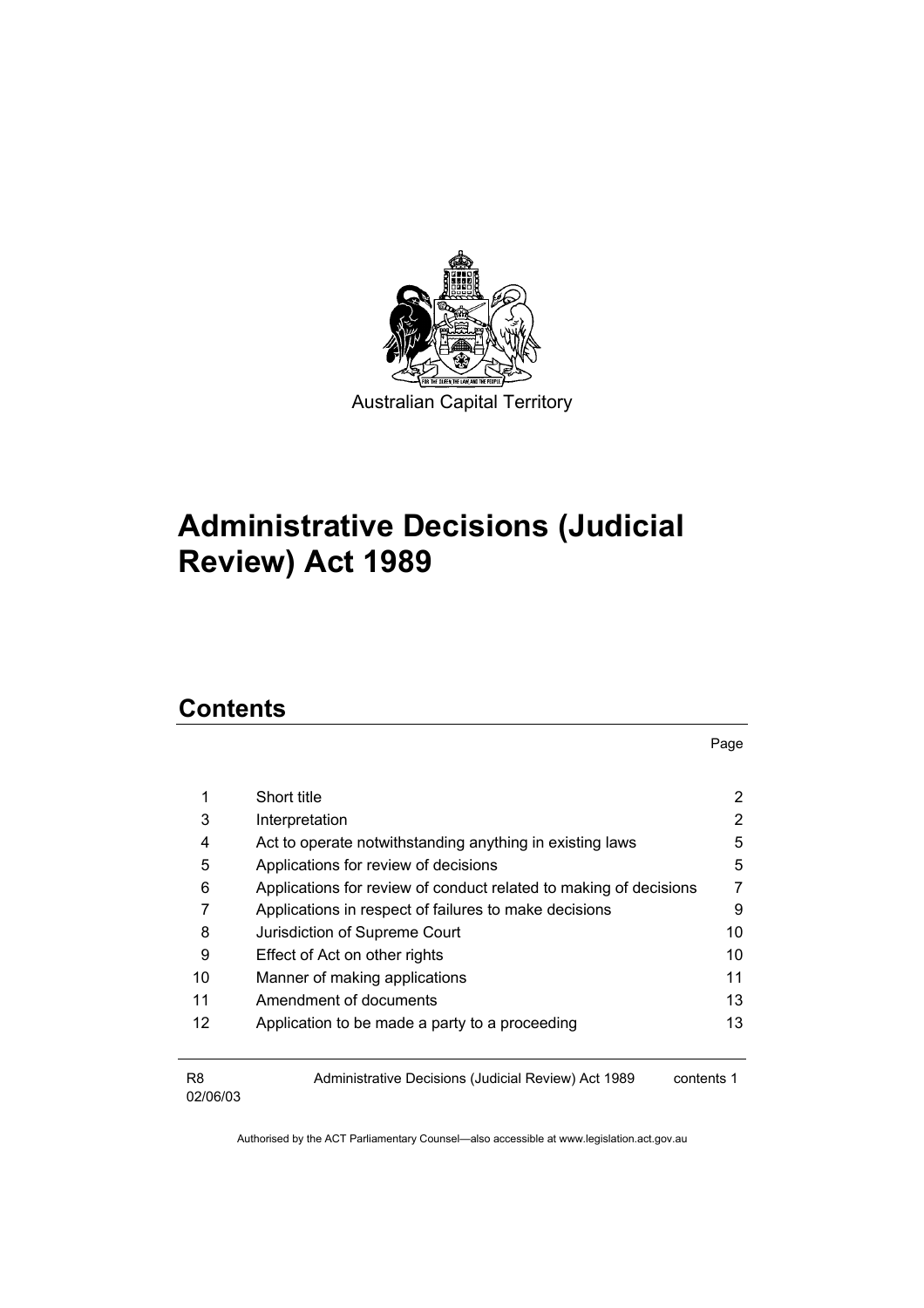Australian Capital Territory

# Administrative Decisions (Judicial Review) Act 1989

## Contents

| | | Page |
|---|---|---|
| 1 | Short title | 2 |
| 3 | Interpretation | 2 |
| 4 | Act to operate notwithstanding anything in existing laws | 5 |
| 5 | Applications for review of decisions | 5 |
| 6 | Applications for review of conduct related to making of decisions | 7 |
| 7 | Applications in respect of failures to make decisions | 9 |
| 8 | Jurisdiction of Supreme Court | 10 |
| 9 | Effect of Act on other rights | 10 |
| 10 | Manner of making applications | 11 |
| 11 | Amendment of documents | 13 |
| 12 | Application to be made a party to a proceeding | 13 |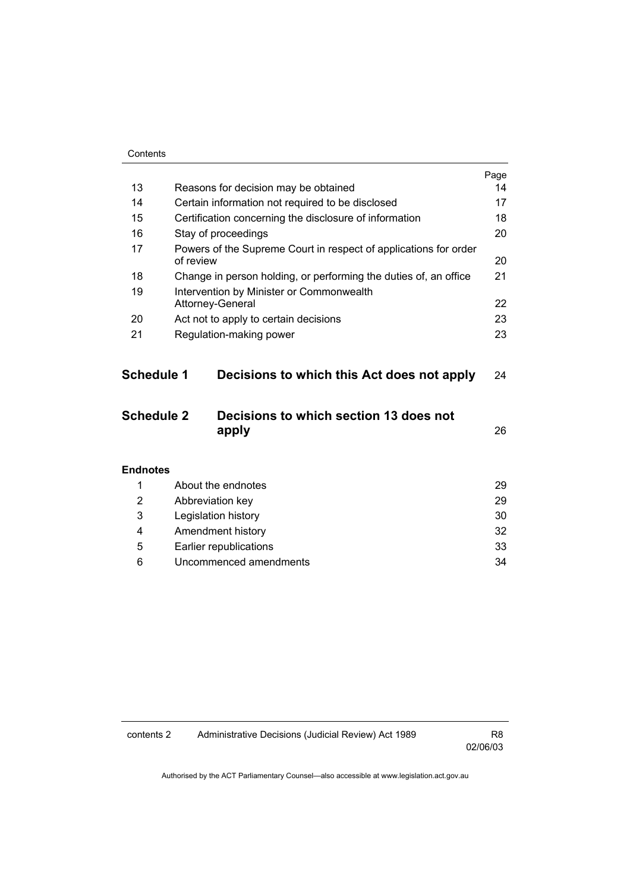| | | Page |
|---|---|---|
| 13 | Reasons for decision may be obtained | 14 |
| 14 | Certain information not required to be disclosed | 17 |
| 15 | Certification concerning the disclosure of information | 18 |
| 16 | Stay of proceedings | 20 |
| 17 | Powers of the Supreme Court in respect of applications for order of review | 20 |
| 18 | Change in person holding, or performing the duties of, an office | 21 |
| 19 | Intervention by Minister or Commonwealth Attorney-General | 22 |
| 20 | Act not to apply to certain decisions | 23 |
| 21 | Regulation-making power | 23 |

| | | |
|---|---|---|
| **Schedule 1** | **Decisions to which this Act does not apply** | 24 |
| **Schedule 2** | **Decisions to which section 13 does not apply** | 26 |

**Endnotes**

| | | |
|---|---|---|
| 1 | About the endnotes | 29 |
| 2 | Abbreviation key | 29 |
| 3 | Legislation history | 30 |
| 4 | Amendment history | 32 |
| 5 | Earlier republications | 33 |
| 6 | Uncommenced amendments | 34 |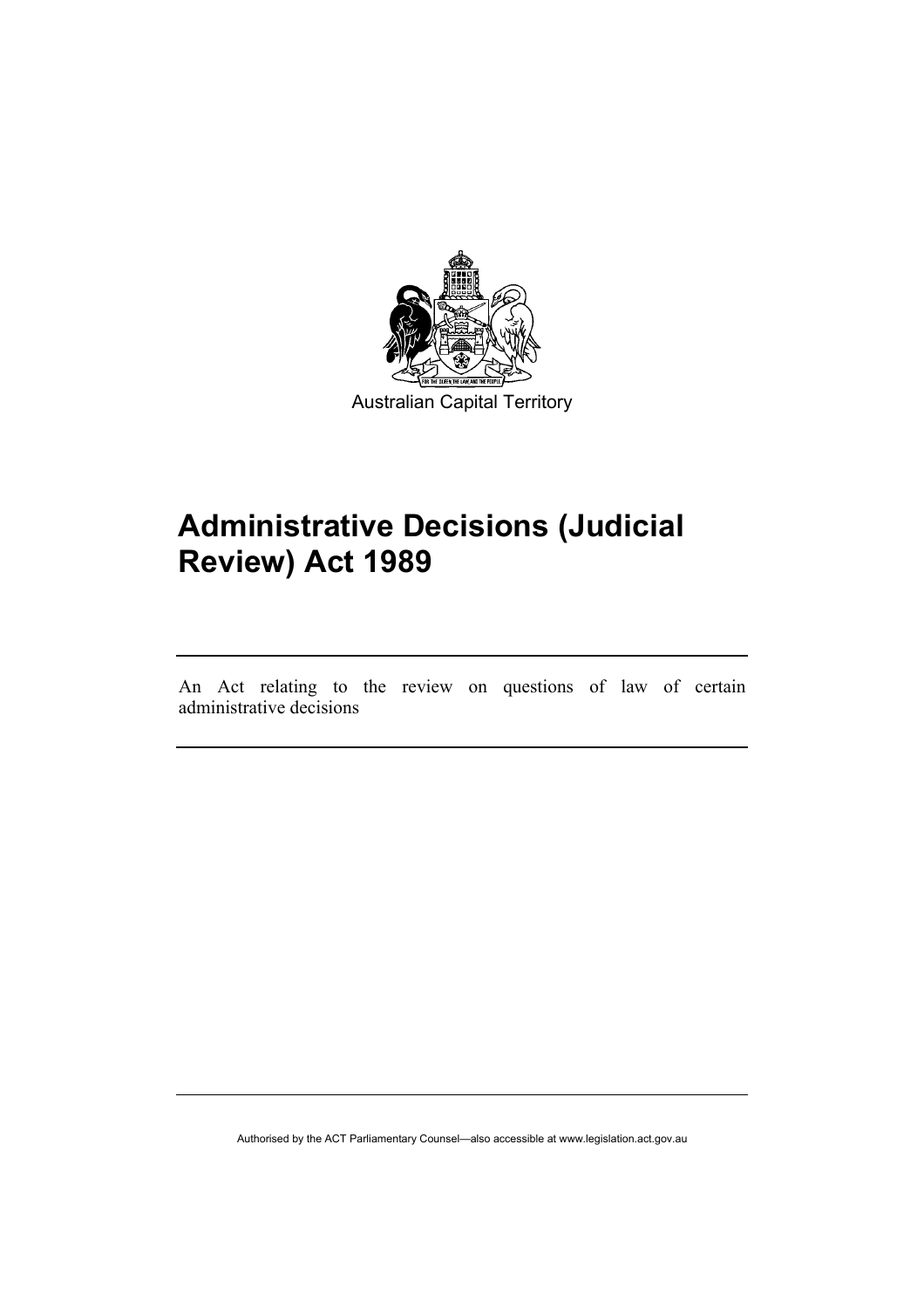Australian Capital Territory

# Administrative Decisions (Judicial Review) Act 1989

An Act relating to the review on questions of law of certain administrative decisions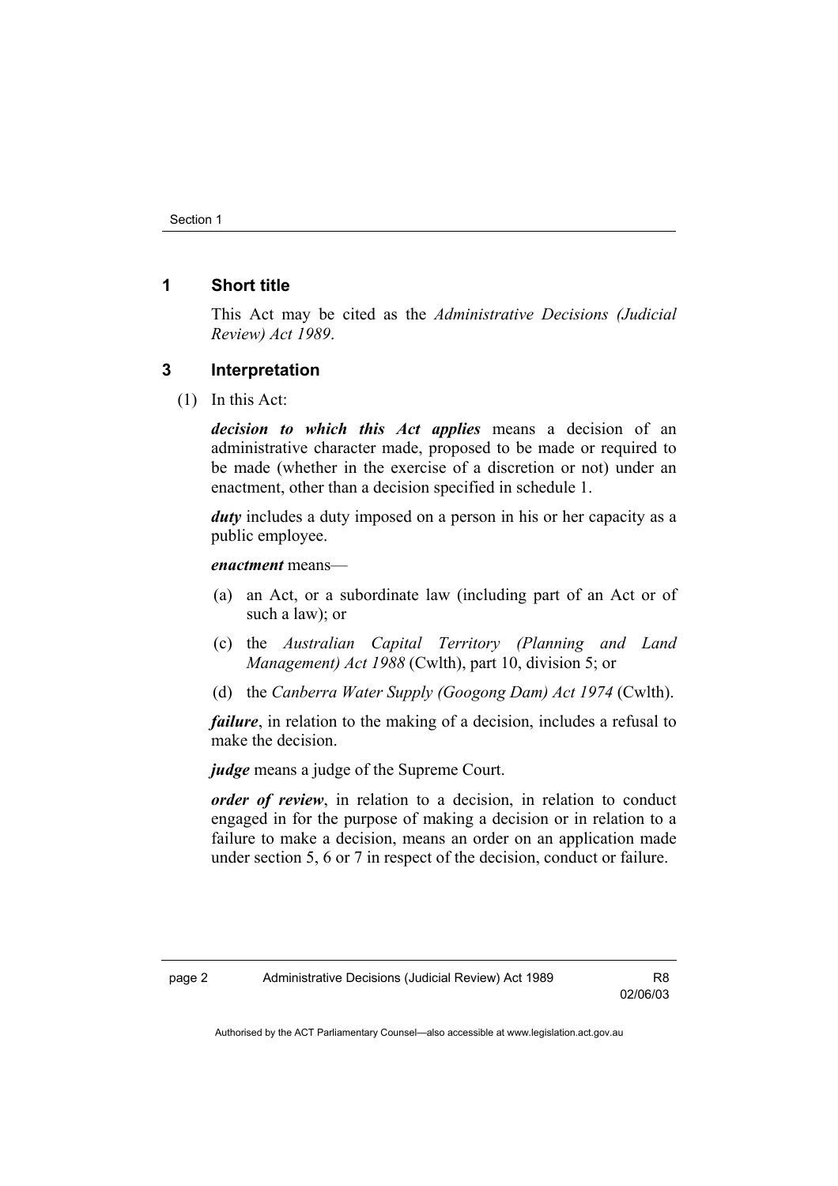## 1 Short title

This Act may be cited as the *Administrative Decisions (Judicial Review) Act 1989*.

## 3 Interpretation

(1) In this Act:

***decision to which this Act applies*** means a decision of an administrative character made, proposed to be made or required to be made (whether in the exercise of a discretion or not) under an enactment, other than a decision specified in schedule 1.

***duty*** includes a duty imposed on a person in his or her capacity as a public employee.

***enactment*** means—

(a) an Act, or a subordinate law (including part of an Act or of such a law); or

(c) the *Australian Capital Territory (Planning and Land Management) Act 1988* (Cwlth), part 10, division 5; or

(d) the *Canberra Water Supply (Googong Dam) Act 1974* (Cwlth).

***failure***, in relation to the making of a decision, includes a refusal to make the decision.

***judge*** means a judge of the Supreme Court.

***order of review***, in relation to a decision, in relation to conduct engaged in for the purpose of making a decision or in relation to a failure to make a decision, means an order on an application made under section 5, 6 or 7 in respect of the decision, conduct or failure.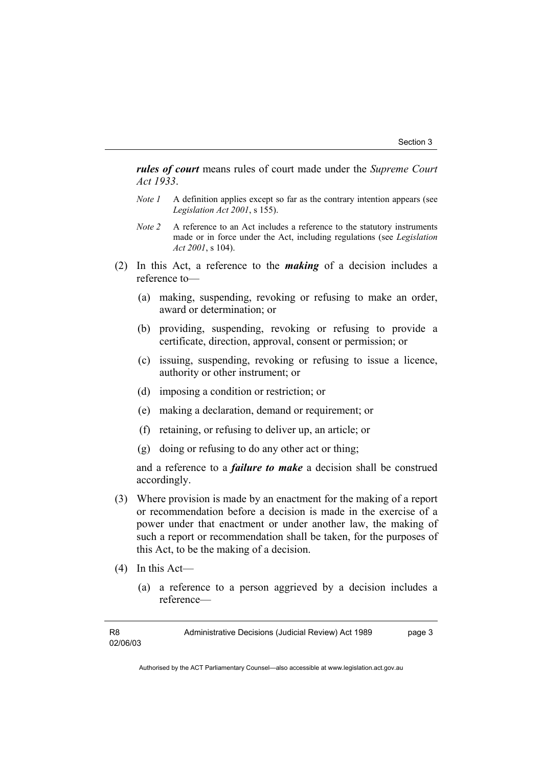***rules of court*** means rules of court made under the *Supreme Court Act 1933*.

*Note 1* A definition applies except so far as the contrary intention appears (see *Legislation Act 2001*, s 155).

*Note 2* A reference to an Act includes a reference to the statutory instruments made or in force under the Act, including regulations (see *Legislation Act 2001*, s 104).

(2) In this Act, a reference to the ***making*** of a decision includes a reference to—

(a) making, suspending, revoking or refusing to make an order, award or determination; or

(b) providing, suspending, revoking or refusing to provide a certificate, direction, approval, consent or permission; or

(c) issuing, suspending, revoking or refusing to issue a licence, authority or other instrument; or

(d) imposing a condition or restriction; or

(e) making a declaration, demand or requirement; or

(f) retaining, or refusing to deliver up, an article; or

(g) doing or refusing to do any other act or thing;

and a reference to a ***failure to make*** a decision shall be construed accordingly.

(3) Where provision is made by an enactment for the making of a report or recommendation before a decision is made in the exercise of a power under that enactment or under another law, the making of such a report or recommendation shall be taken, for the purposes of this Act, to be the making of a decision.

(4) In this Act—

(a) a reference to a person aggrieved by a decision includes a reference—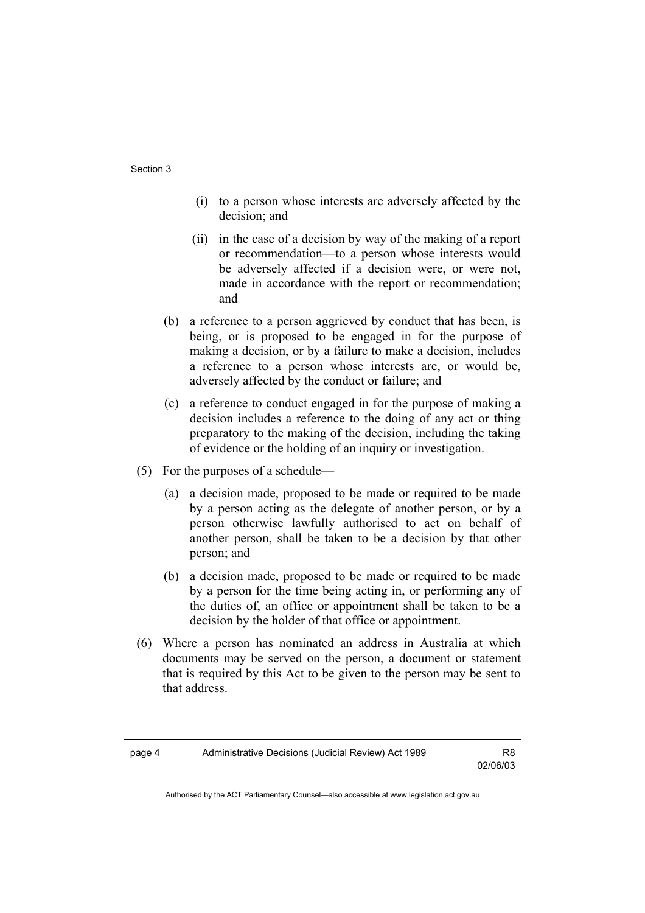(i) to a person whose interests are adversely affected by the decision; and

(ii) in the case of a decision by way of the making of a report or recommendation—to a person whose interests would be adversely affected if a decision were, or were not, made in accordance with the report or recommendation; and

(b) a reference to a person aggrieved by conduct that has been, is being, or is proposed to be engaged in for the purpose of making a decision, or by a failure to make a decision, includes a reference to a person whose interests are, or would be, adversely affected by the conduct or failure; and

(c) a reference to conduct engaged in for the purpose of making a decision includes a reference to the doing of any act or thing preparatory to the making of the decision, including the taking of evidence or the holding of an inquiry or investigation.

(5) For the purposes of a schedule—

(a) a decision made, proposed to be made or required to be made by a person acting as the delegate of another person, or by a person otherwise lawfully authorised to act on behalf of another person, shall be taken to be a decision by that other person; and

(b) a decision made, proposed to be made or required to be made by a person for the time being acting in, or performing any of the duties of, an office or appointment shall be taken to be a decision by the holder of that office or appointment.

(6) Where a person has nominated an address in Australia at which documents may be served on the person, a document or statement that is required by this Act to be given to the person may be sent to that address.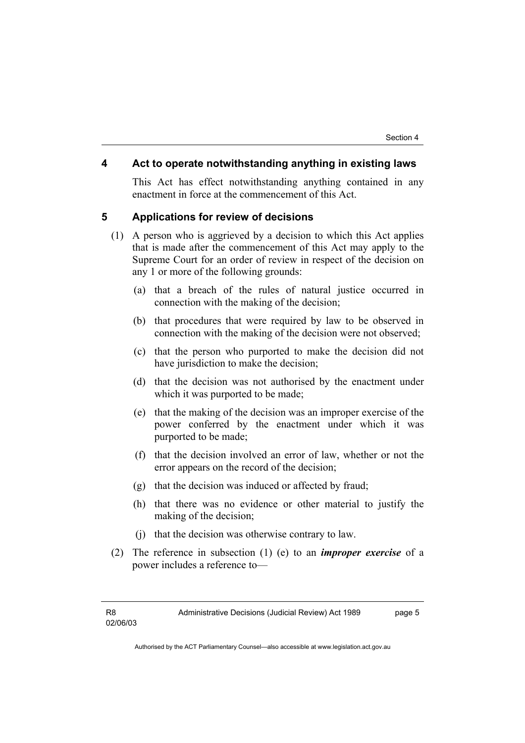## 4 Act to operate notwithstanding anything in existing laws

This Act has effect notwithstanding anything contained in any enactment in force at the commencement of this Act.

## 5 Applications for review of decisions

(1) A person who is aggrieved by a decision to which this Act applies that is made after the commencement of this Act may apply to the Supreme Court for an order of review in respect of the decision on any 1 or more of the following grounds:

(a) that a breach of the rules of natural justice occurred in connection with the making of the decision;

(b) that procedures that were required by law to be observed in connection with the making of the decision were not observed;

(c) that the person who purported to make the decision did not have jurisdiction to make the decision;

(d) that the decision was not authorised by the enactment under which it was purported to be made;

(e) that the making of the decision was an improper exercise of the power conferred by the enactment under which it was purported to be made;

(f) that the decision involved an error of law, whether or not the error appears on the record of the decision;

(g) that the decision was induced or affected by fraud;

(h) that there was no evidence or other material to justify the making of the decision;

(j) that the decision was otherwise contrary to law.

(2) The reference in subsection (1) (e) to an ***improper exercise*** of a power includes a reference to—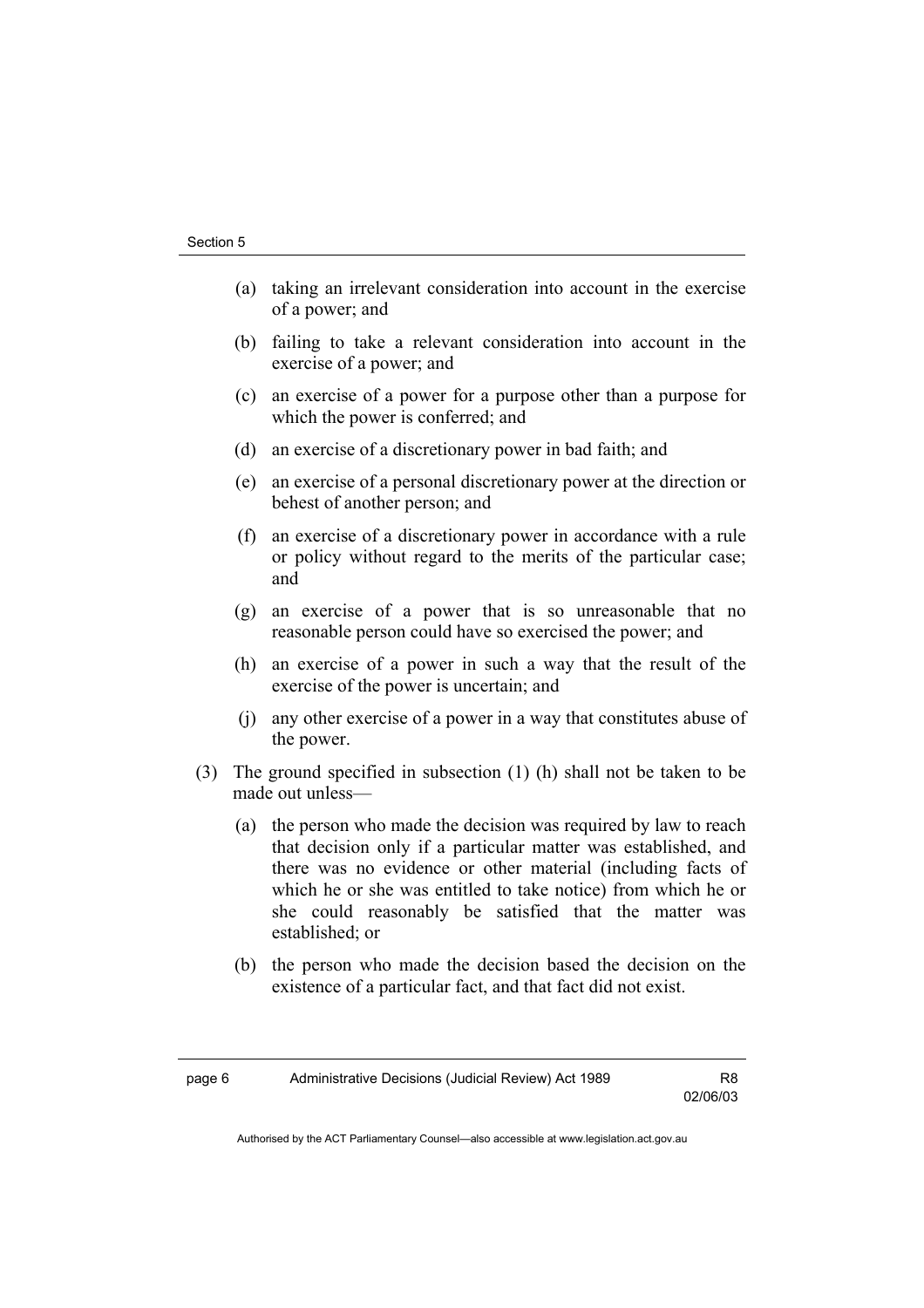(a) taking an irrelevant consideration into account in the exercise of a power; and

(b) failing to take a relevant consideration into account in the exercise of a power; and

(c) an exercise of a power for a purpose other than a purpose for which the power is conferred; and

(d) an exercise of a discretionary power in bad faith; and

(e) an exercise of a personal discretionary power at the direction or behest of another person; and

(f) an exercise of a discretionary power in accordance with a rule or policy without regard to the merits of the particular case; and

(g) an exercise of a power that is so unreasonable that no reasonable person could have so exercised the power; and

(h) an exercise of a power in such a way that the result of the exercise of the power is uncertain; and

(j) any other exercise of a power in a way that constitutes abuse of the power.

(3) The ground specified in subsection (1) (h) shall not be taken to be made out unless—

(a) the person who made the decision was required by law to reach that decision only if a particular matter was established, and there was no evidence or other material (including facts of which he or she was entitled to take notice) from which he or she could reasonably be satisfied that the matter was established; or

(b) the person who made the decision based the decision on the existence of a particular fact, and that fact did not exist.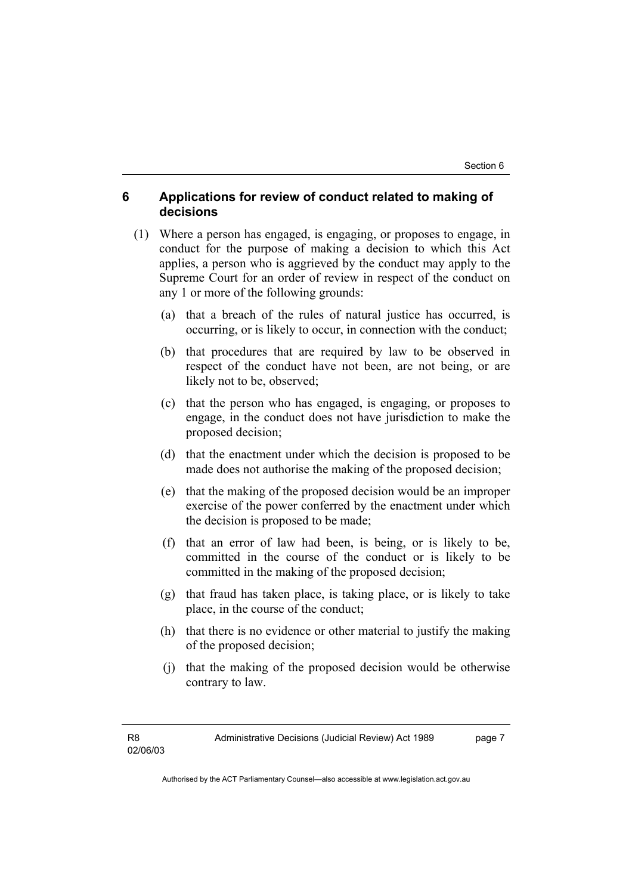## 6 Applications for review of conduct related to making of decisions

(1) Where a person has engaged, is engaging, or proposes to engage, in conduct for the purpose of making a decision to which this Act applies, a person who is aggrieved by the conduct may apply to the Supreme Court for an order of review in respect of the conduct on any 1 or more of the following grounds:

(a) that a breach of the rules of natural justice has occurred, is occurring, or is likely to occur, in connection with the conduct;

(b) that procedures that are required by law to be observed in respect of the conduct have not been, are not being, or are likely not to be, observed;

(c) that the person who has engaged, is engaging, or proposes to engage, in the conduct does not have jurisdiction to make the proposed decision;

(d) that the enactment under which the decision is proposed to be made does not authorise the making of the proposed decision;

(e) that the making of the proposed decision would be an improper exercise of the power conferred by the enactment under which the decision is proposed to be made;

(f) that an error of law had been, is being, or is likely to be, committed in the course of the conduct or is likely to be committed in the making of the proposed decision;

(g) that fraud has taken place, is taking place, or is likely to take place, in the course of the conduct;

(h) that there is no evidence or other material to justify the making of the proposed decision;

(j) that the making of the proposed decision would be otherwise contrary to law.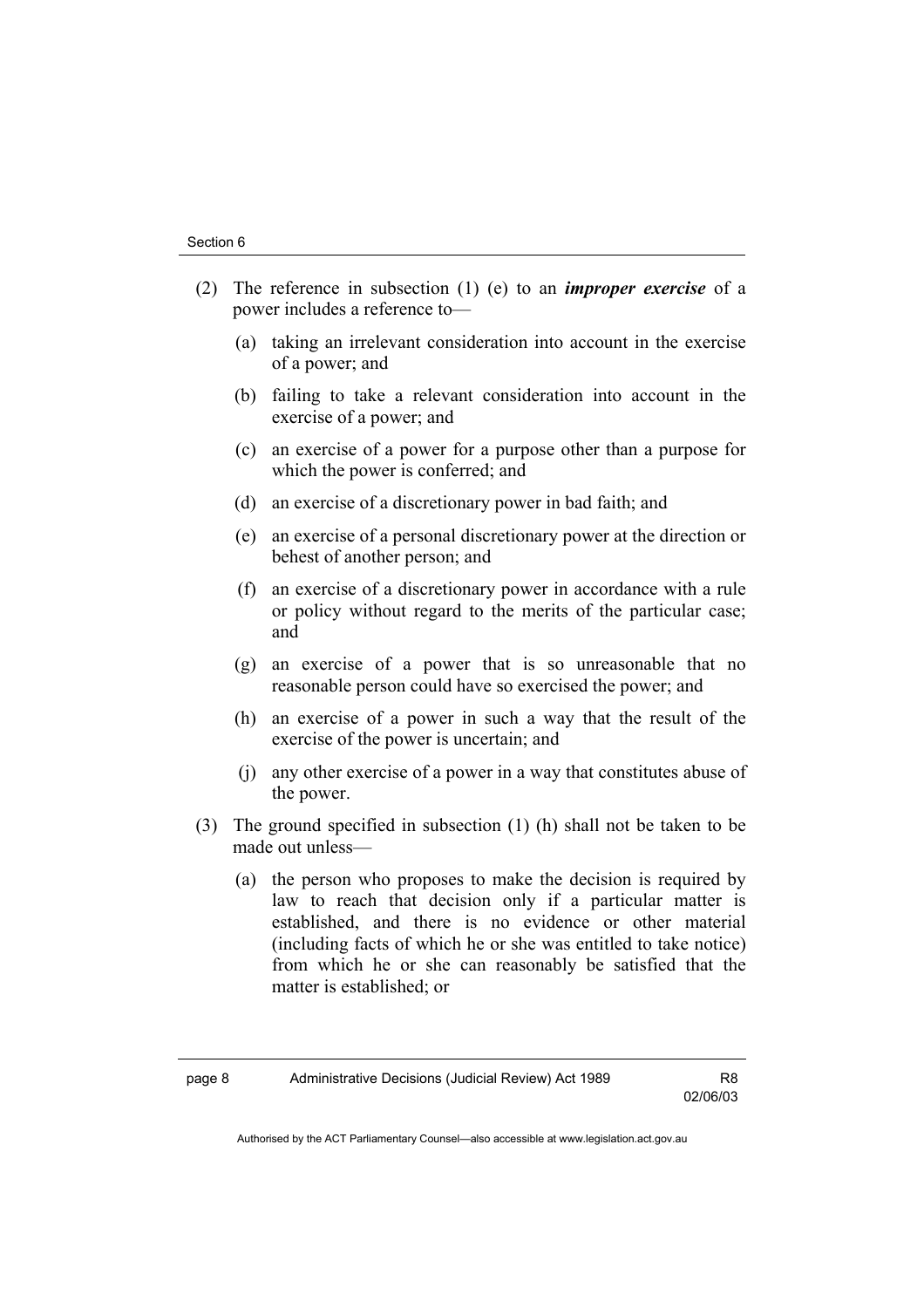(2) The reference in subsection (1) (e) to an ***improper exercise*** of a power includes a reference to—

(a) taking an irrelevant consideration into account in the exercise of a power; and

(b) failing to take a relevant consideration into account in the exercise of a power; and

(c) an exercise of a power for a purpose other than a purpose for which the power is conferred; and

(d) an exercise of a discretionary power in bad faith; and

(e) an exercise of a personal discretionary power at the direction or behest of another person; and

(f) an exercise of a discretionary power in accordance with a rule or policy without regard to the merits of the particular case; and

(g) an exercise of a power that is so unreasonable that no reasonable person could have so exercised the power; and

(h) an exercise of a power in such a way that the result of the exercise of the power is uncertain; and

(j) any other exercise of a power in a way that constitutes abuse of the power.

(3) The ground specified in subsection (1) (h) shall not be taken to be made out unless—

(a) the person who proposes to make the decision is required by law to reach that decision only if a particular matter is established, and there is no evidence or other material (including facts of which he or she was entitled to take notice) from which he or she can reasonably be satisfied that the matter is established; or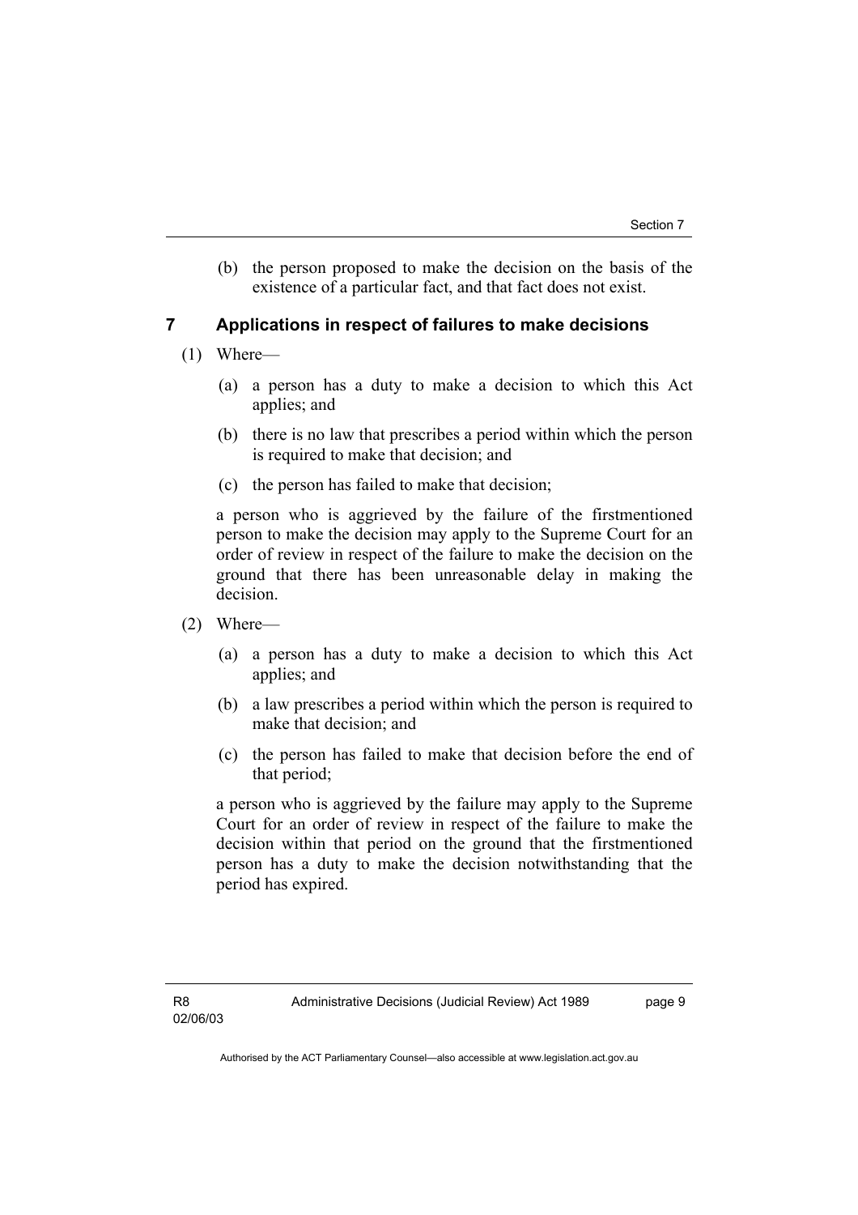(b) the person proposed to make the decision on the basis of the existence of a particular fact, and that fact does not exist.

## 7 Applications in respect of failures to make decisions

(1) Where—

(a) a person has a duty to make a decision to which this Act applies; and

(b) there is no law that prescribes a period within which the person is required to make that decision; and

(c) the person has failed to make that decision;

a person who is aggrieved by the failure of the firstmentioned person to make the decision may apply to the Supreme Court for an order of review in respect of the failure to make the decision on the ground that there has been unreasonable delay in making the decision.

(2) Where—

(a) a person has a duty to make a decision to which this Act applies; and

(b) a law prescribes a period within which the person is required to make that decision; and

(c) the person has failed to make that decision before the end of that period;

a person who is aggrieved by the failure may apply to the Supreme Court for an order of review in respect of the failure to make the decision within that period on the ground that the firstmentioned person has a duty to make the decision notwithstanding that the period has expired.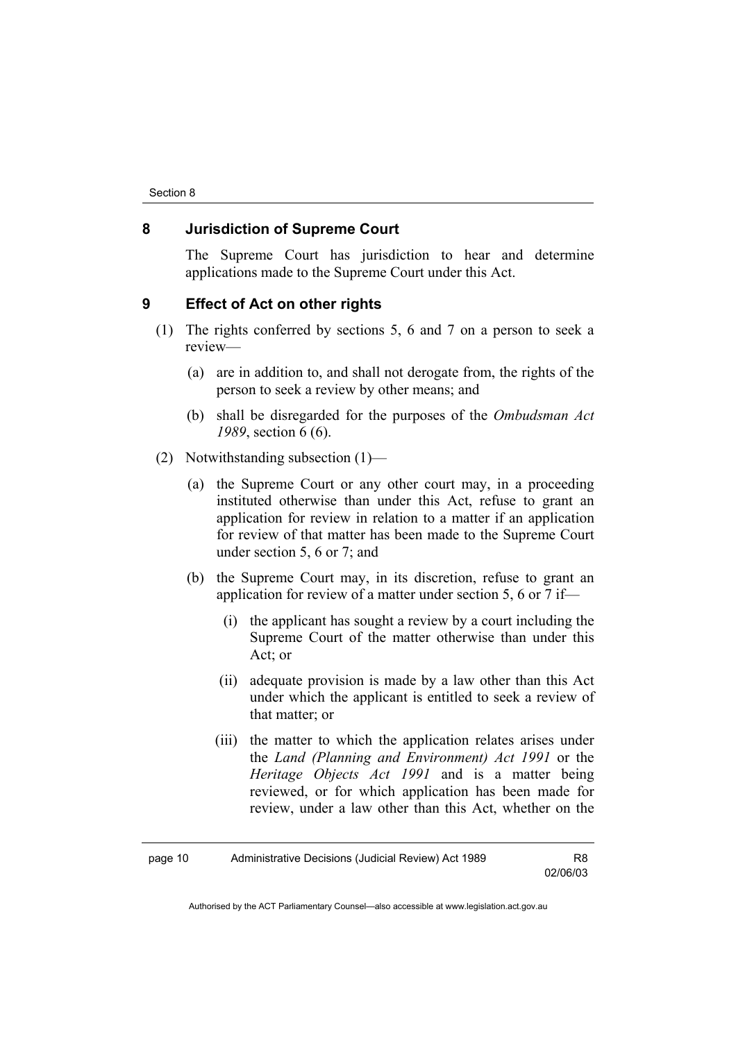## 8 Jurisdiction of Supreme Court

The Supreme Court has jurisdiction to hear and determine applications made to the Supreme Court under this Act.

## 9 Effect of Act on other rights

(1) The rights conferred by sections 5, 6 and 7 on a person to seek a review—

(a) are in addition to, and shall not derogate from, the rights of the person to seek a review by other means; and

(b) shall be disregarded for the purposes of the *Ombudsman Act 1989*, section 6 (6).

(2) Notwithstanding subsection (1)—

(a) the Supreme Court or any other court may, in a proceeding instituted otherwise than under this Act, refuse to grant an application for review in relation to a matter if an application for review of that matter has been made to the Supreme Court under section 5, 6 or 7; and

(b) the Supreme Court may, in its discretion, refuse to grant an application for review of a matter under section 5, 6 or 7 if—

(i) the applicant has sought a review by a court including the Supreme Court of the matter otherwise than under this Act; or

(ii) adequate provision is made by a law other than this Act under which the applicant is entitled to seek a review of that matter; or

(iii) the matter to which the application relates arises under the *Land (Planning and Environment) Act 1991* or the *Heritage Objects Act 1991* and is a matter being reviewed, or for which application has been made for review, under a law other than this Act, whether on the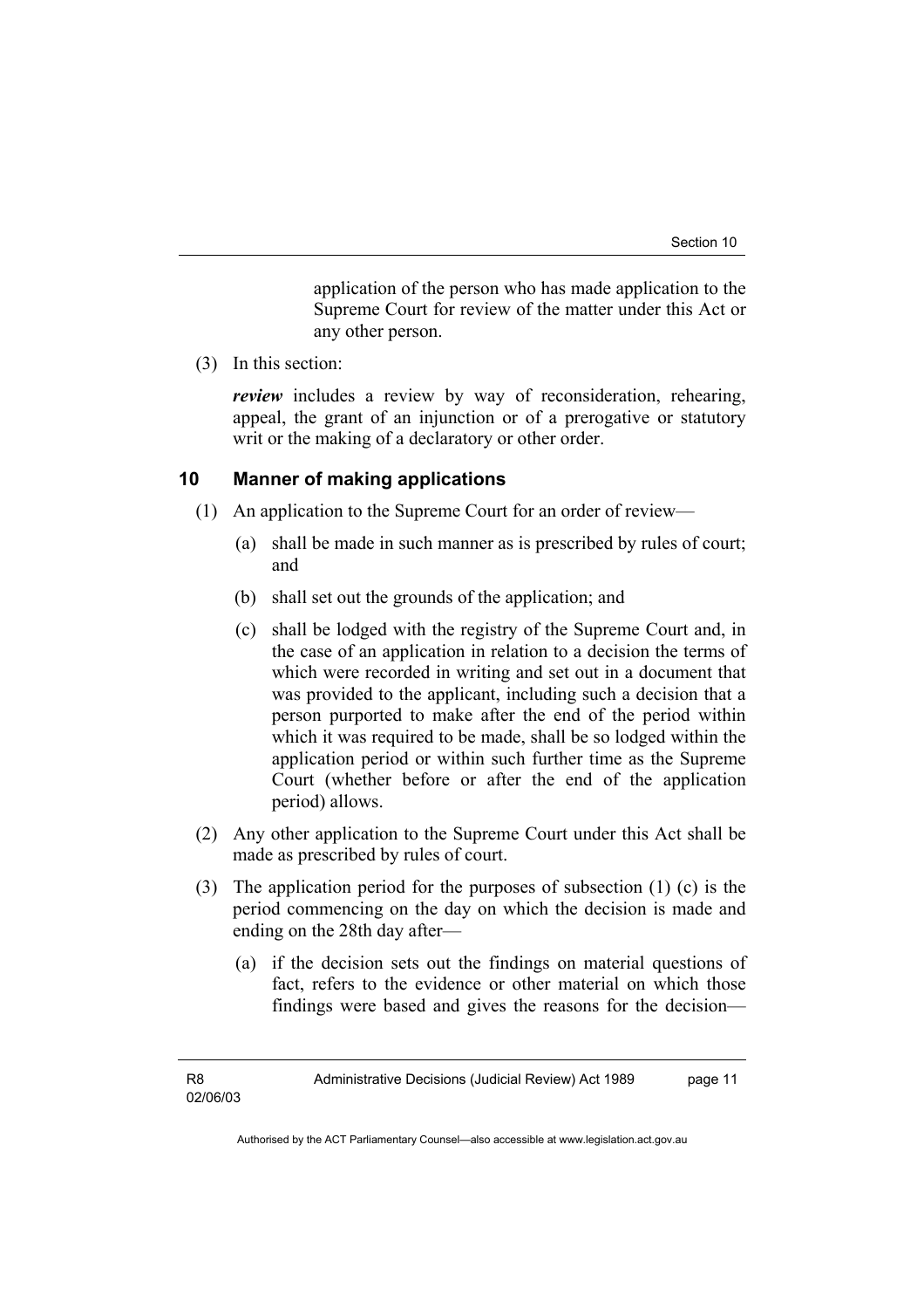application of the person who has made application to the Supreme Court for review of the matter under this Act or any other person.

(3) In this section:

***review*** includes a review by way of reconsideration, rehearing, appeal, the grant of an injunction or of a prerogative or statutory writ or the making of a declaratory or other order.

### 10 Manner of making applications

(1) An application to the Supreme Court for an order of review—

(a) shall be made in such manner as is prescribed by rules of court; and

(b) shall set out the grounds of the application; and

(c) shall be lodged with the registry of the Supreme Court and, in the case of an application in relation to a decision the terms of which were recorded in writing and set out in a document that was provided to the applicant, including such a decision that a person purported to make after the end of the period within which it was required to be made, shall be so lodged within the application period or within such further time as the Supreme Court (whether before or after the end of the application period) allows.

(2) Any other application to the Supreme Court under this Act shall be made as prescribed by rules of court.

(3) The application period for the purposes of subsection (1) (c) is the period commencing on the day on which the decision is made and ending on the 28th day after—

(a) if the decision sets out the findings on material questions of fact, refers to the evidence or other material on which those findings were based and gives the reasons for the decision—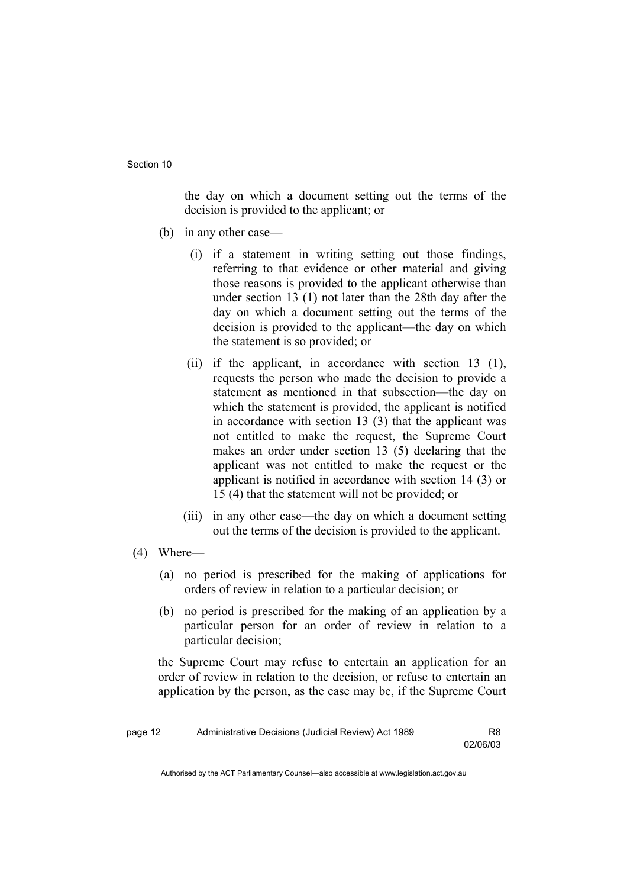the day on which a document setting out the terms of the decision is provided to the applicant; or

(b) in any other case—

(i) if a statement in writing setting out those findings, referring to that evidence or other material and giving those reasons is provided to the applicant otherwise than under section 13 (1) not later than the 28th day after the day on which a document setting out the terms of the decision is provided to the applicant—the day on which the statement is so provided; or

(ii) if the applicant, in accordance with section 13 (1), requests the person who made the decision to provide a statement as mentioned in that subsection—the day on which the statement is provided, the applicant is notified in accordance with section 13 (3) that the applicant was not entitled to make the request, the Supreme Court makes an order under section 13 (5) declaring that the applicant was not entitled to make the request or the applicant is notified in accordance with section 14 (3) or 15 (4) that the statement will not be provided; or

(iii) in any other case—the day on which a document setting out the terms of the decision is provided to the applicant.

(4) Where—

(a) no period is prescribed for the making of applications for orders of review in relation to a particular decision; or

(b) no period is prescribed for the making of an application by a particular person for an order of review in relation to a particular decision;

the Supreme Court may refuse to entertain an application for an order of review in relation to the decision, or refuse to entertain an application by the person, as the case may be, if the Supreme Court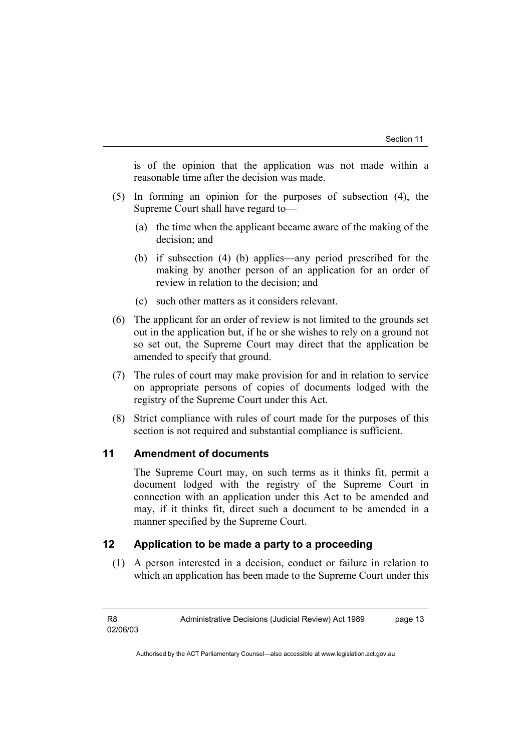is of the opinion that the application was not made within a reasonable time after the decision was made.

(5) In forming an opinion for the purposes of subsection (4), the Supreme Court shall have regard to—

(a) the time when the applicant became aware of the making of the decision; and

(b) if subsection (4) (b) applies—any period prescribed for the making by another person of an application for an order of review in relation to the decision; and

(c) such other matters as it considers relevant.

(6) The applicant for an order of review is not limited to the grounds set out in the application but, if he or she wishes to rely on a ground not so set out, the Supreme Court may direct that the application be amended to specify that ground.

(7) The rules of court may make provision for and in relation to service on appropriate persons of copies of documents lodged with the registry of the Supreme Court under this Act.

(8) Strict compliance with rules of court made for the purposes of this section is not required and substantial compliance is sufficient.

## 11 Amendment of documents

The Supreme Court may, on such terms as it thinks fit, permit a document lodged with the registry of the Supreme Court in connection with an application under this Act to be amended and may, if it thinks fit, direct such a document to be amended in a manner specified by the Supreme Court.

## 12 Application to be made a party to a proceeding

(1) A person interested in a decision, conduct or failure in relation to which an application has been made to the Supreme Court under this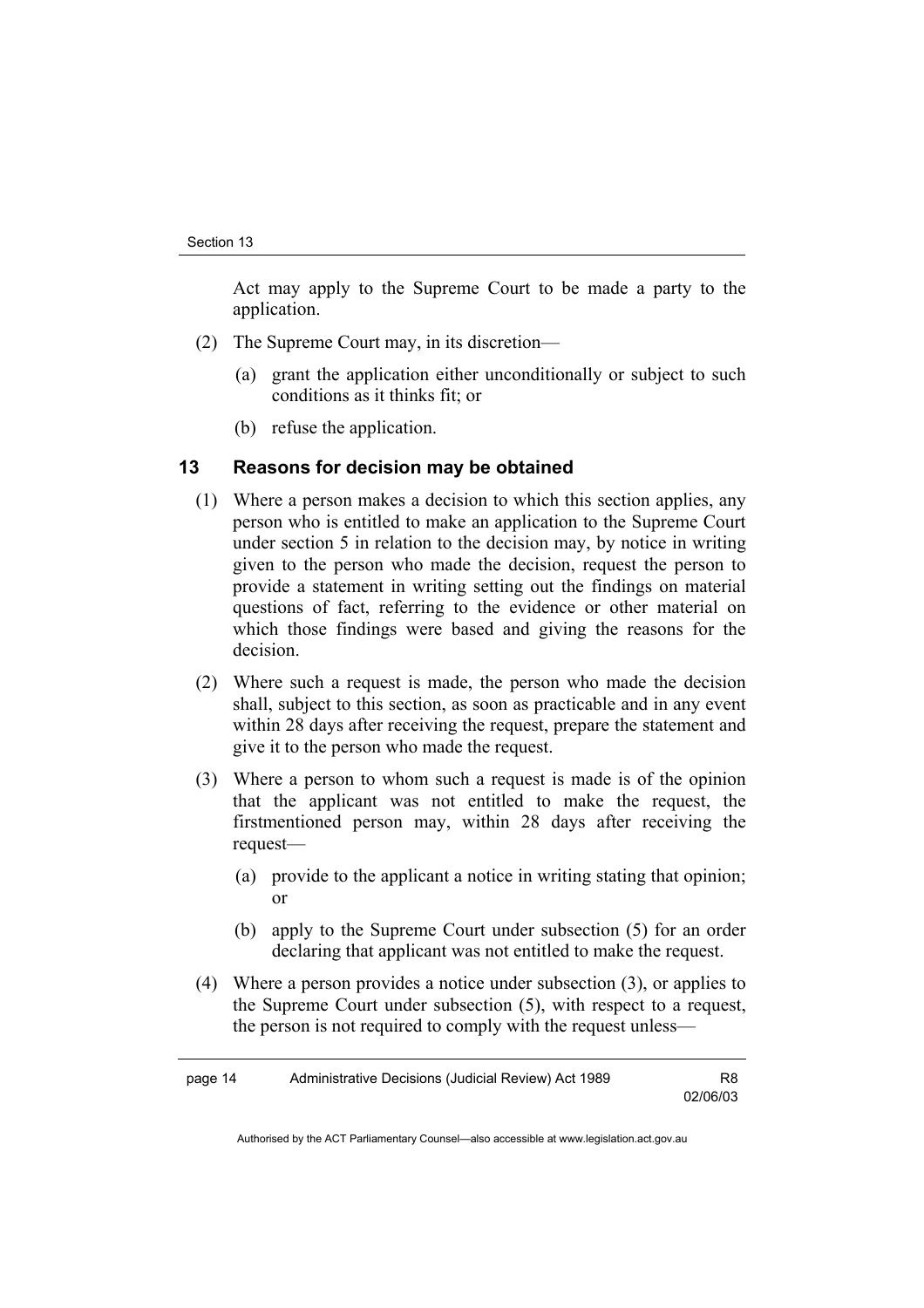Act may apply to the Supreme Court to be made a party to the application.

(2) The Supreme Court may, in its discretion—

(a) grant the application either unconditionally or subject to such conditions as it thinks fit; or

(b) refuse the application.

## 13 Reasons for decision may be obtained

(1) Where a person makes a decision to which this section applies, any person who is entitled to make an application to the Supreme Court under section 5 in relation to the decision may, by notice in writing given to the person who made the decision, request the person to provide a statement in writing setting out the findings on material questions of fact, referring to the evidence or other material on which those findings were based and giving the reasons for the decision.

(2) Where such a request is made, the person who made the decision shall, subject to this section, as soon as practicable and in any event within 28 days after receiving the request, prepare the statement and give it to the person who made the request.

(3) Where a person to whom such a request is made is of the opinion that the applicant was not entitled to make the request, the firstmentioned person may, within 28 days after receiving the request—

(a) provide to the applicant a notice in writing stating that opinion; or

(b) apply to the Supreme Court under subsection (5) for an order declaring that applicant was not entitled to make the request.

(4) Where a person provides a notice under subsection (3), or applies to the Supreme Court under subsection (5), with respect to a request, the person is not required to comply with the request unless—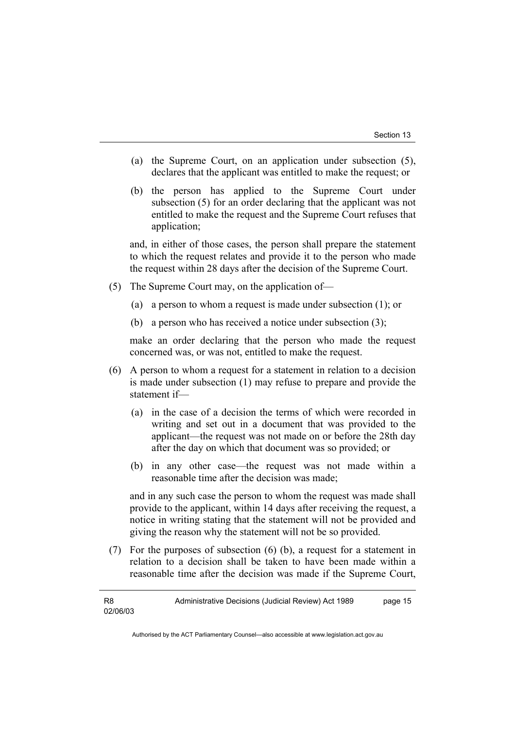(a) the Supreme Court, on an application under subsection (5), declares that the applicant was entitled to make the request; or

(b) the person has applied to the Supreme Court under subsection (5) for an order declaring that the applicant was not entitled to make the request and the Supreme Court refuses that application;

and, in either of those cases, the person shall prepare the statement to which the request relates and provide it to the person who made the request within 28 days after the decision of the Supreme Court.

(5) The Supreme Court may, on the application of—

(a) a person to whom a request is made under subsection (1); or

(b) a person who has received a notice under subsection (3);

make an order declaring that the person who made the request concerned was, or was not, entitled to make the request.

(6) A person to whom a request for a statement in relation to a decision is made under subsection (1) may refuse to prepare and provide the statement if—

(a) in the case of a decision the terms of which were recorded in writing and set out in a document that was provided to the applicant—the request was not made on or before the 28th day after the day on which that document was so provided; or

(b) in any other case—the request was not made within a reasonable time after the decision was made;

and in any such case the person to whom the request was made shall provide to the applicant, within 14 days after receiving the request, a notice in writing stating that the statement will not be provided and giving the reason why the statement will not be so provided.

(7) For the purposes of subsection (6) (b), a request for a statement in relation to a decision shall be taken to have been made within a reasonable time after the decision was made if the Supreme Court,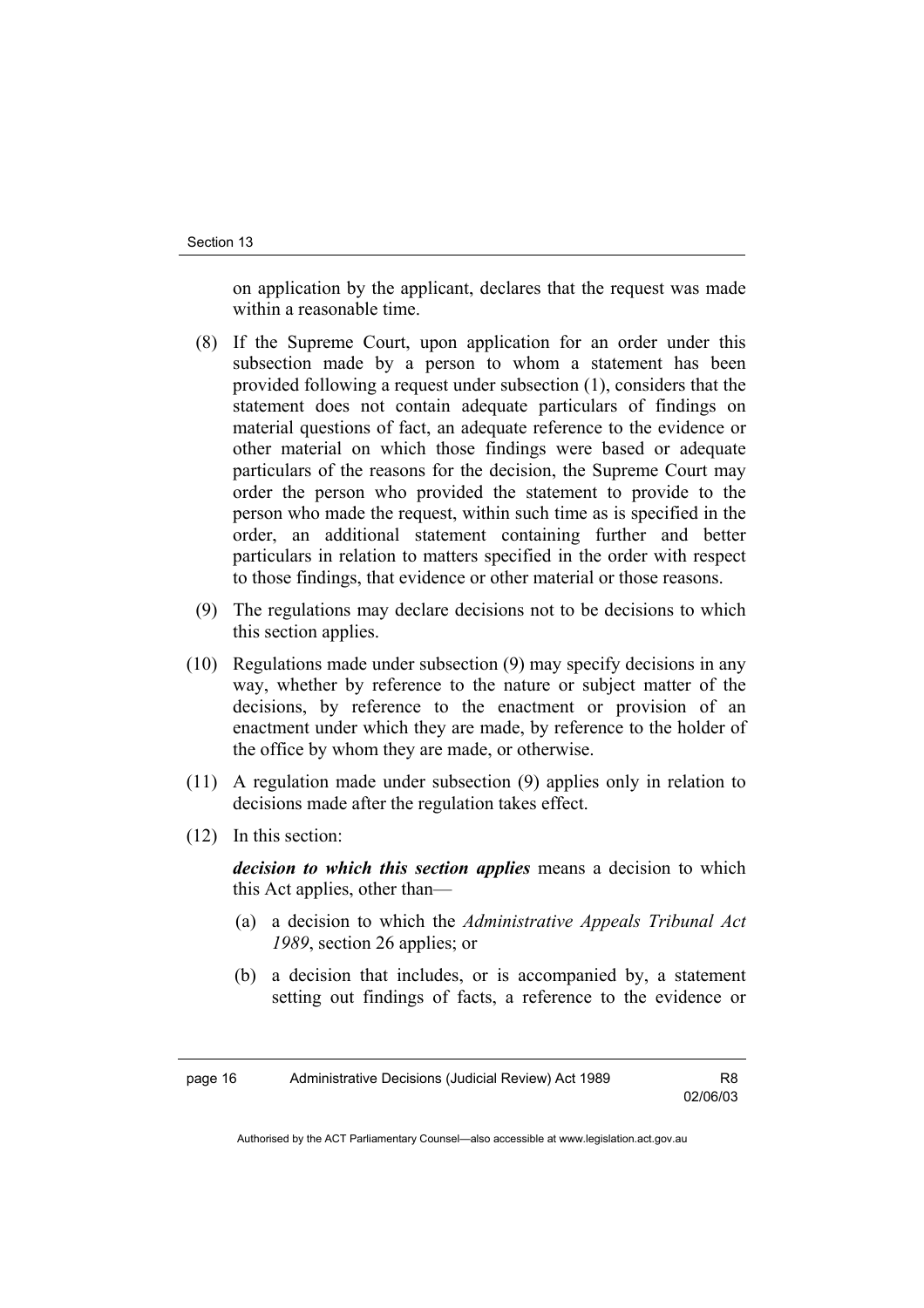on application by the applicant, declares that the request was made within a reasonable time.

(8) If the Supreme Court, upon application for an order under this subsection made by a person to whom a statement has been provided following a request under subsection (1), considers that the statement does not contain adequate particulars of findings on material questions of fact, an adequate reference to the evidence or other material on which those findings were based or adequate particulars of the reasons for the decision, the Supreme Court may order the person who provided the statement to provide to the person who made the request, within such time as is specified in the order, an additional statement containing further and better particulars in relation to matters specified in the order with respect to those findings, that evidence or other material or those reasons.

(9) The regulations may declare decisions not to be decisions to which this section applies.

(10) Regulations made under subsection (9) may specify decisions in any way, whether by reference to the nature or subject matter of the decisions, by reference to the enactment or provision of an enactment under which they are made, by reference to the holder of the office by whom they are made, or otherwise.

(11) A regulation made under subsection (9) applies only in relation to decisions made after the regulation takes effect.

(12) In this section:

***decision to which this section applies*** means a decision to which this Act applies, other than—

(a) a decision to which the *Administrative Appeals Tribunal Act 1989*, section 26 applies; or

(b) a decision that includes, or is accompanied by, a statement setting out findings of facts, a reference to the evidence or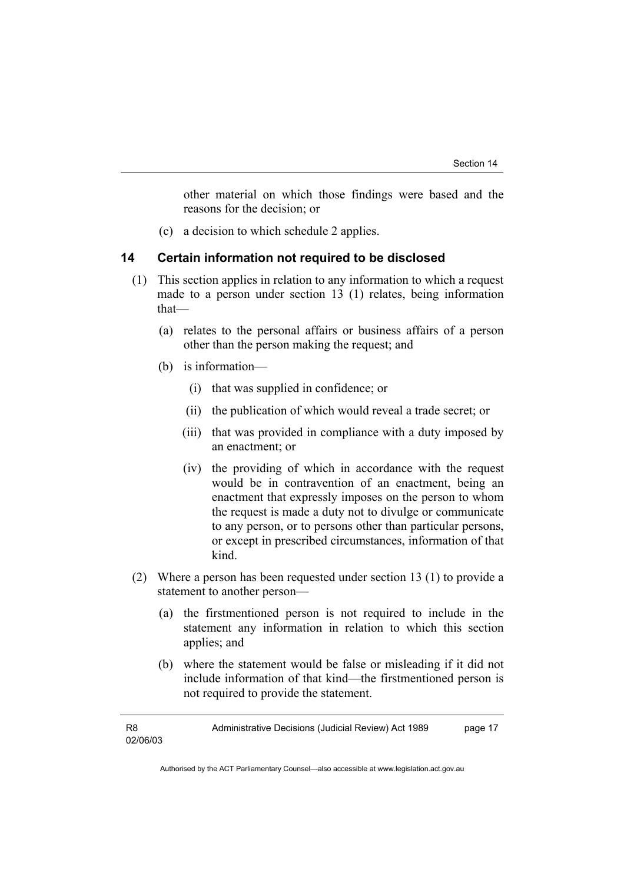other material on which those findings were based and the reasons for the decision; or

(c) a decision to which schedule 2 applies.

## 14 Certain information not required to be disclosed

(1) This section applies in relation to any information to which a request made to a person under section 13 (1) relates, being information that—

  (a) relates to the personal affairs or business affairs of a person other than the person making the request; and

  (b) is information—

    (i) that was supplied in confidence; or

    (ii) the publication of which would reveal a trade secret; or

    (iii) that was provided in compliance with a duty imposed by an enactment; or

    (iv) the providing of which in accordance with the request would be in contravention of an enactment, being an enactment that expressly imposes on the person to whom the request is made a duty not to divulge or communicate to any person, or to persons other than particular persons, or except in prescribed circumstances, information of that kind.

(2) Where a person has been requested under section 13 (1) to provide a statement to another person—

  (a) the firstmentioned person is not required to include in the statement any information in relation to which this section applies; and

  (b) where the statement would be false or misleading if it did not include information of that kind—the firstmentioned person is not required to provide the statement.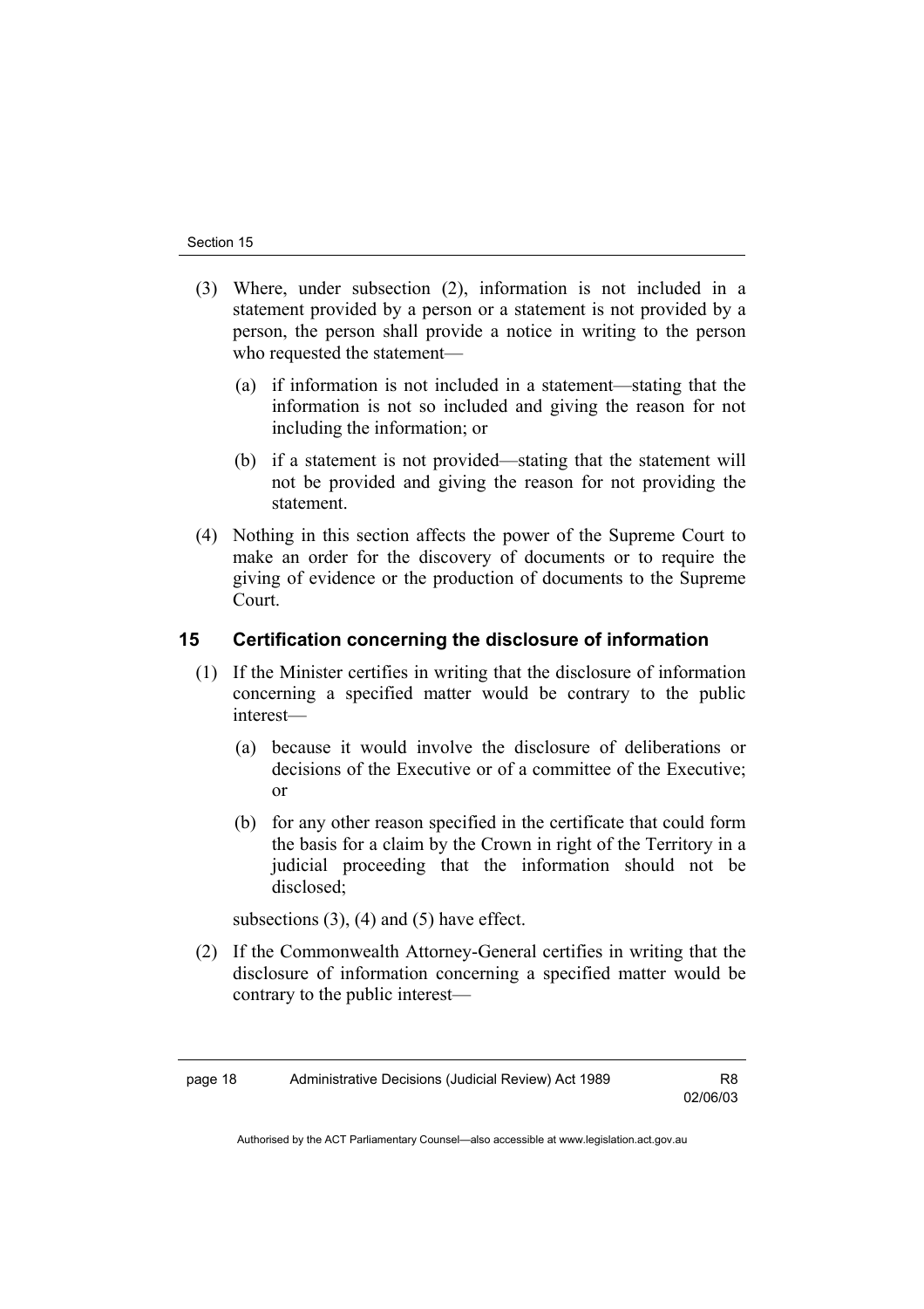(3) Where, under subsection (2), information is not included in a statement provided by a person or a statement is not provided by a person, the person shall provide a notice in writing to the person who requested the statement—

(a) if information is not included in a statement—stating that the information is not so included and giving the reason for not including the information; or

(b) if a statement is not provided—stating that the statement will not be provided and giving the reason for not providing the statement.

(4) Nothing in this section affects the power of the Supreme Court to make an order for the discovery of documents or to require the giving of evidence or the production of documents to the Supreme Court.

## 15 Certification concerning the disclosure of information

(1) If the Minister certifies in writing that the disclosure of information concerning a specified matter would be contrary to the public interest—

(a) because it would involve the disclosure of deliberations or decisions of the Executive or of a committee of the Executive; or

(b) for any other reason specified in the certificate that could form the basis for a claim by the Crown in right of the Territory in a judicial proceeding that the information should not be disclosed;

subsections (3), (4) and (5) have effect.

(2) If the Commonwealth Attorney-General certifies in writing that the disclosure of information concerning a specified matter would be contrary to the public interest—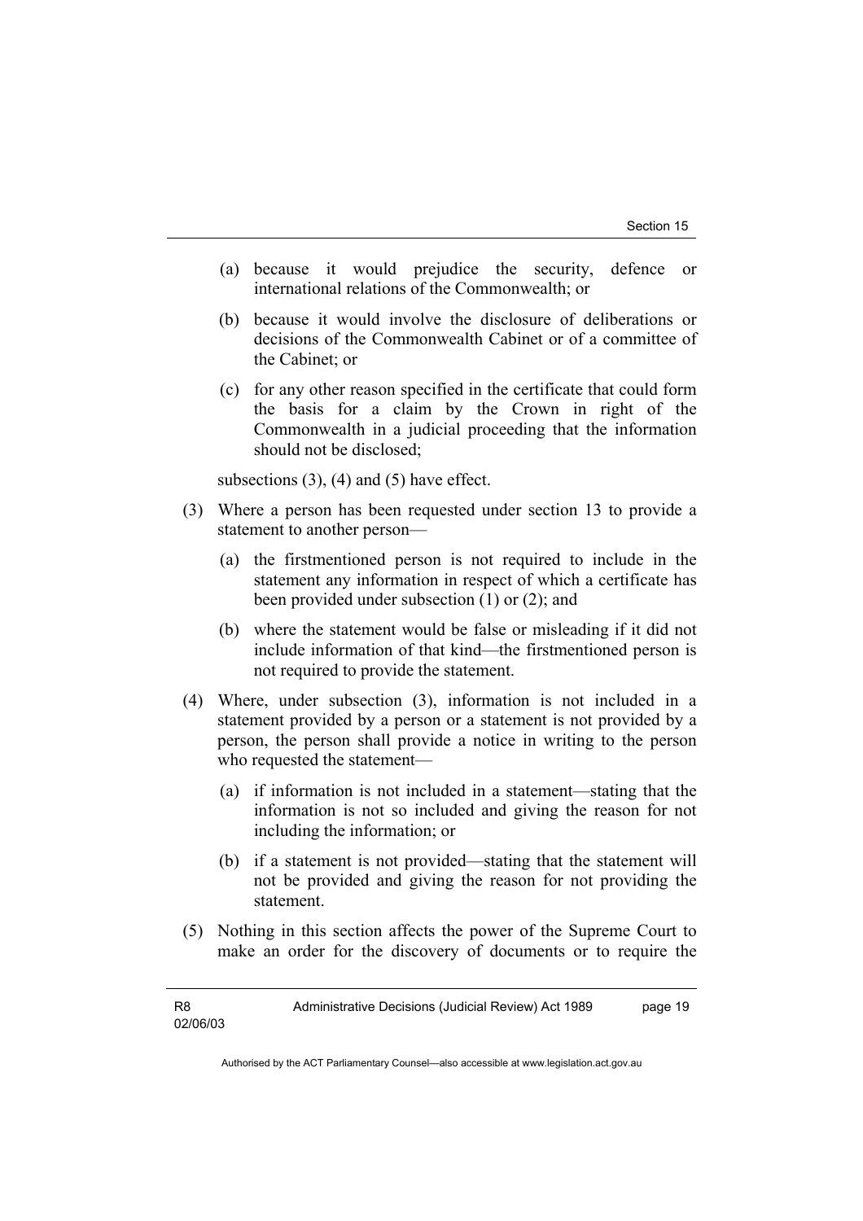(a) because it would prejudice the security, defence or international relations of the Commonwealth; or

(b) because it would involve the disclosure of deliberations or decisions of the Commonwealth Cabinet or of a committee of the Cabinet; or

(c) for any other reason specified in the certificate that could form the basis for a claim by the Crown in right of the Commonwealth in a judicial proceeding that the information should not be disclosed;

subsections (3), (4) and (5) have effect.

(3) Where a person has been requested under section 13 to provide a statement to another person—

(a) the firstmentioned person is not required to include in the statement any information in respect of which a certificate has been provided under subsection (1) or (2); and

(b) where the statement would be false or misleading if it did not include information of that kind—the firstmentioned person is not required to provide the statement.

(4) Where, under subsection (3), information is not included in a statement provided by a person or a statement is not provided by a person, the person shall provide a notice in writing to the person who requested the statement—

(a) if information is not included in a statement—stating that the information is not so included and giving the reason for not including the information; or

(b) if a statement is not provided—stating that the statement will not be provided and giving the reason for not providing the statement.

(5) Nothing in this section affects the power of the Supreme Court to make an order for the discovery of documents or to require the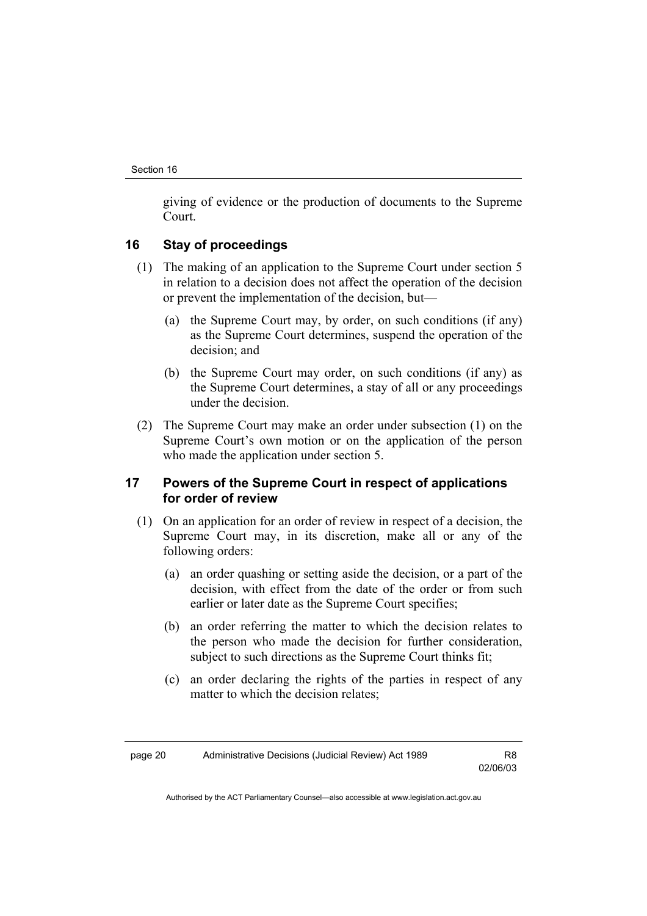giving of evidence or the production of documents to the Supreme Court.

## 16 Stay of proceedings

(1) The making of an application to the Supreme Court under section 5 in relation to a decision does not affect the operation of the decision or prevent the implementation of the decision, but—

(a) the Supreme Court may, by order, on such conditions (if any) as the Supreme Court determines, suspend the operation of the decision; and

(b) the Supreme Court may order, on such conditions (if any) as the Supreme Court determines, a stay of all or any proceedings under the decision.

(2) The Supreme Court may make an order under subsection (1) on the Supreme Court's own motion or on the application of the person who made the application under section 5.

## 17 Powers of the Supreme Court in respect of applications for order of review

(1) On an application for an order of review in respect of a decision, the Supreme Court may, in its discretion, make all or any of the following orders:

(a) an order quashing or setting aside the decision, or a part of the decision, with effect from the date of the order or from such earlier or later date as the Supreme Court specifies;

(b) an order referring the matter to which the decision relates to the person who made the decision for further consideration, subject to such directions as the Supreme Court thinks fit;

(c) an order declaring the rights of the parties in respect of any matter to which the decision relates;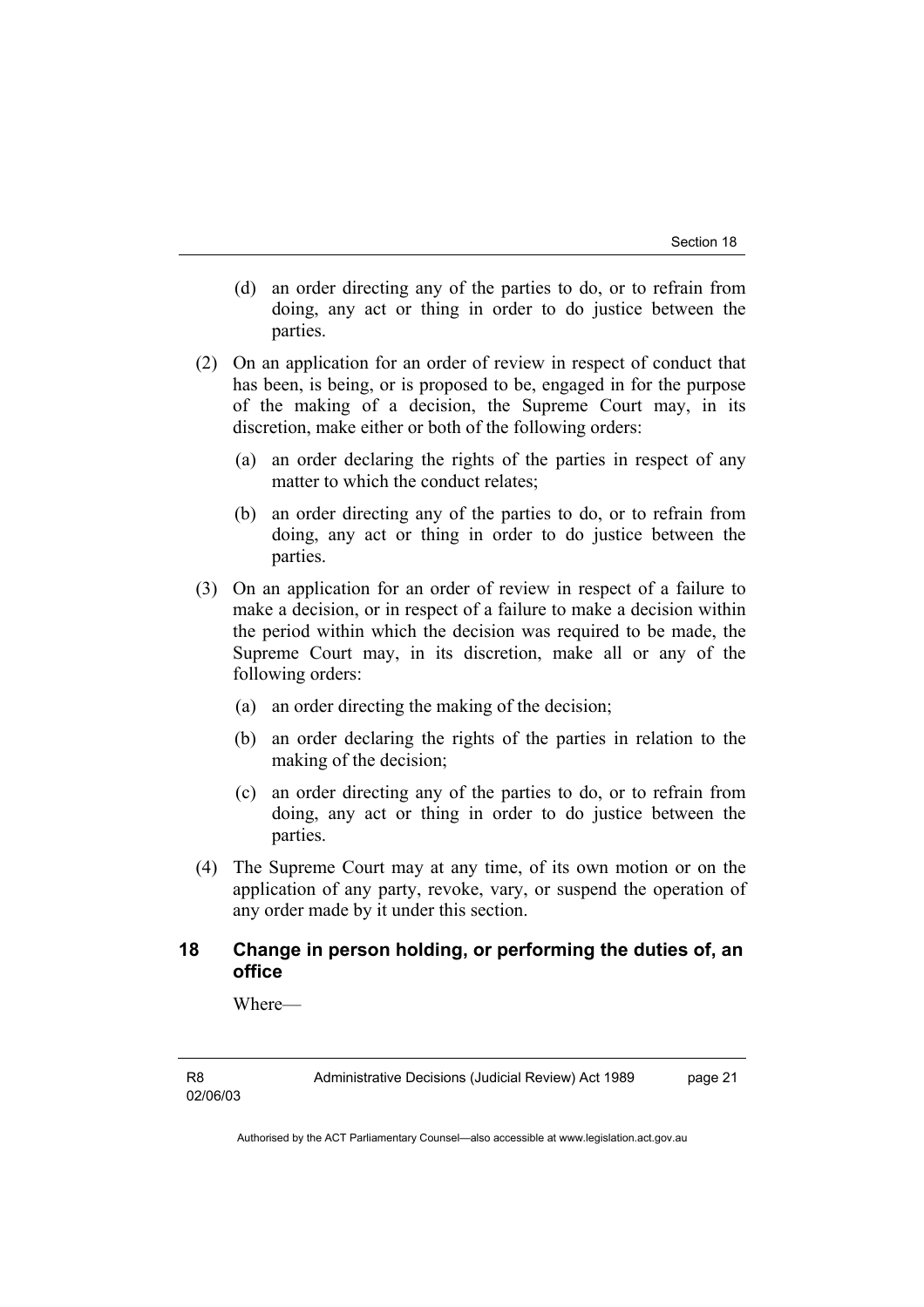(d) an order directing any of the parties to do, or to refrain from doing, any act or thing in order to do justice between the parties.

(2) On an application for an order of review in respect of conduct that has been, is being, or is proposed to be, engaged in for the purpose of the making of a decision, the Supreme Court may, in its discretion, make either or both of the following orders:

(a) an order declaring the rights of the parties in respect of any matter to which the conduct relates;

(b) an order directing any of the parties to do, or to refrain from doing, any act or thing in order to do justice between the parties.

(3) On an application for an order of review in respect of a failure to make a decision, or in respect of a failure to make a decision within the period within which the decision was required to be made, the Supreme Court may, in its discretion, make all or any of the following orders:

(a) an order directing the making of the decision;

(b) an order declaring the rights of the parties in relation to the making of the decision;

(c) an order directing any of the parties to do, or to refrain from doing, any act or thing in order to do justice between the parties.

(4) The Supreme Court may at any time, of its own motion or on the application of any party, revoke, vary, or suspend the operation of any order made by it under this section.

## 18 Change in person holding, or performing the duties of, an office

Where—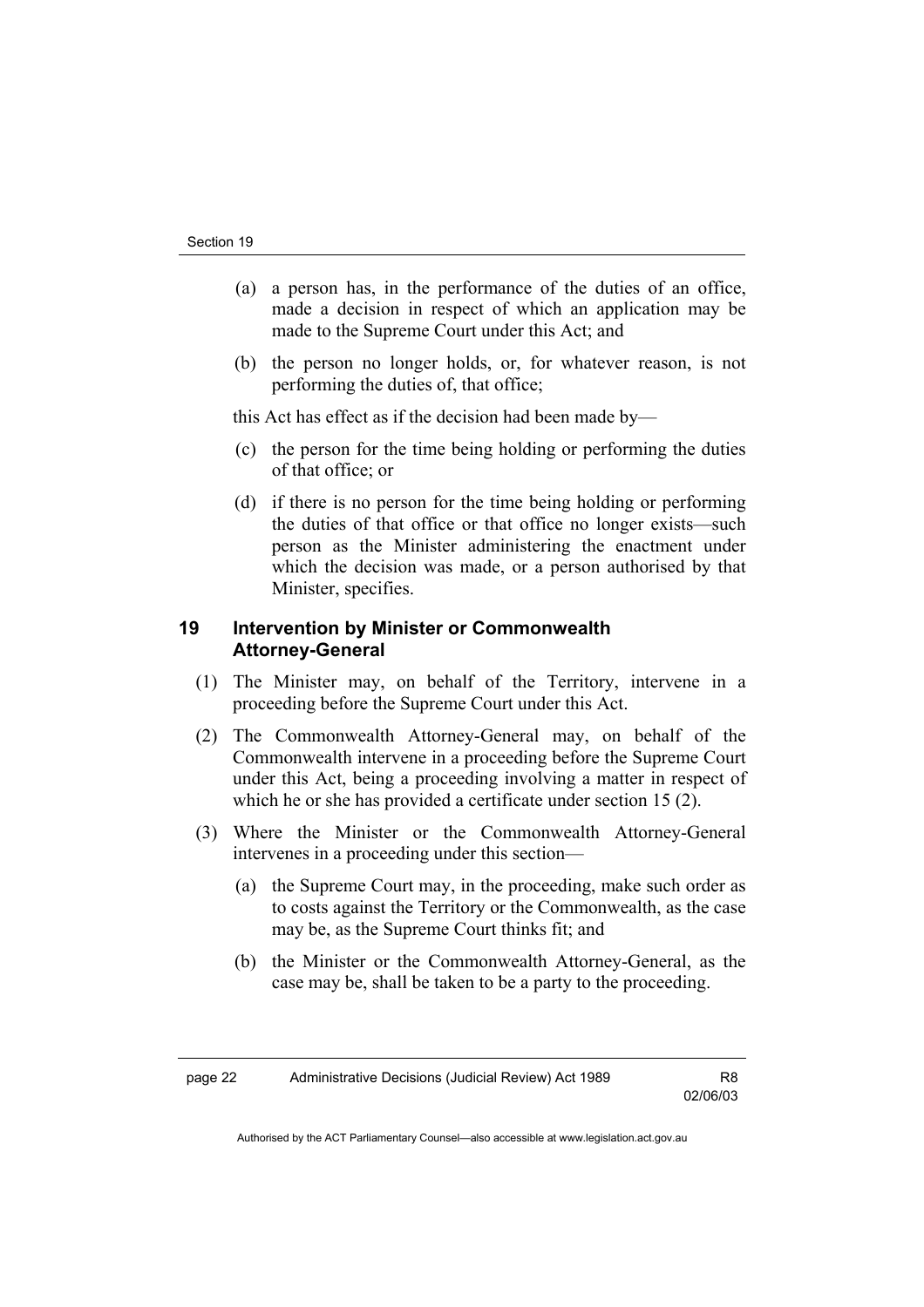(a) a person has, in the performance of the duties of an office, made a decision in respect of which an application may be made to the Supreme Court under this Act; and

(b) the person no longer holds, or, for whatever reason, is not performing the duties of, that office;

this Act has effect as if the decision had been made by—

(c) the person for the time being holding or performing the duties of that office; or

(d) if there is no person for the time being holding or performing the duties of that office or that office no longer exists—such person as the Minister administering the enactment under which the decision was made, or a person authorised by that Minister, specifies.

## 19 Intervention by Minister or Commonwealth Attorney-General

(1) The Minister may, on behalf of the Territory, intervene in a proceeding before the Supreme Court under this Act.

(2) The Commonwealth Attorney-General may, on behalf of the Commonwealth intervene in a proceeding before the Supreme Court under this Act, being a proceeding involving a matter in respect of which he or she has provided a certificate under section 15 (2).

(3) Where the Minister or the Commonwealth Attorney-General intervenes in a proceeding under this section—

(a) the Supreme Court may, in the proceeding, make such order as to costs against the Territory or the Commonwealth, as the case may be, as the Supreme Court thinks fit; and

(b) the Minister or the Commonwealth Attorney-General, as the case may be, shall be taken to be a party to the proceeding.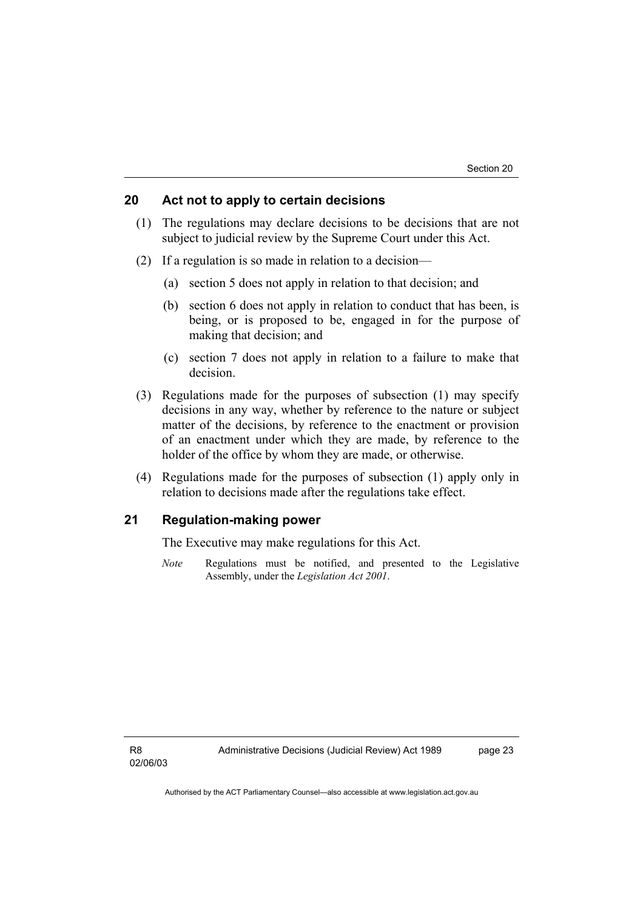## 20 Act not to apply to certain decisions

(1) The regulations may declare decisions to be decisions that are not subject to judicial review by the Supreme Court under this Act.

(2) If a regulation is so made in relation to a decision—

(a) section 5 does not apply in relation to that decision; and

(b) section 6 does not apply in relation to conduct that has been, is being, or is proposed to be, engaged in for the purpose of making that decision; and

(c) section 7 does not apply in relation to a failure to make that decision.

(3) Regulations made for the purposes of subsection (1) may specify decisions in any way, whether by reference to the nature or subject matter of the decisions, by reference to the enactment or provision of an enactment under which they are made, by reference to the holder of the office by whom they are made, or otherwise.

(4) Regulations made for the purposes of subsection (1) apply only in relation to decisions made after the regulations take effect.

## 21 Regulation-making power

The Executive may make regulations for this Act.

*Note* Regulations must be notified, and presented to the Legislative Assembly, under the *Legislation Act 2001*.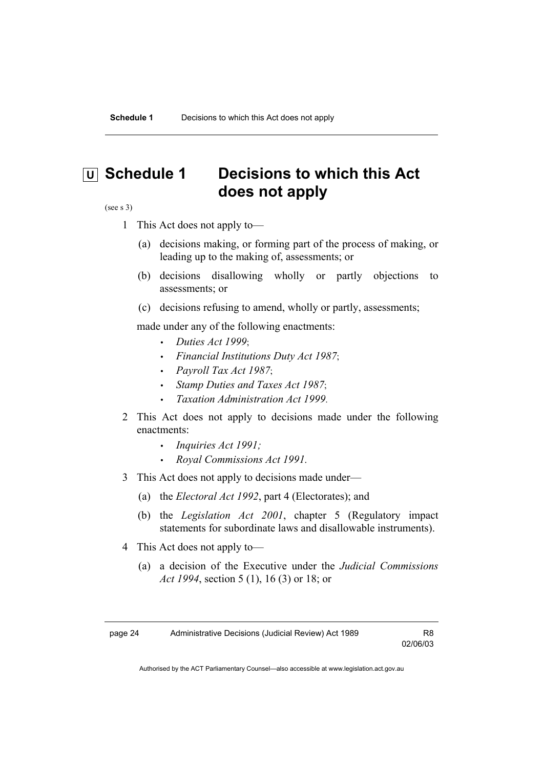# Schedule 1 Decisions to which this Act does not apply

(see s 3)

1 This Act does not apply to—

(a) decisions making, or forming part of the process of making, or leading up to the making of, assessments; or

(b) decisions disallowing wholly or partly objections to assessments; or

(c) decisions refusing to amend, wholly or partly, assessments;

made under any of the following enactments:

- *Duties Act 1999*;
- *Financial Institutions Duty Act 1987*;
- *Payroll Tax Act 1987*;
- *Stamp Duties and Taxes Act 1987*;
- *Taxation Administration Act 1999.*

2 This Act does not apply to decisions made under the following enactments:

- *Inquiries Act 1991;*
- *Royal Commissions Act 1991.*

3 This Act does not apply to decisions made under—

(a) the *Electoral Act 1992*, part 4 (Electorates); and

(b) the *Legislation Act 2001*, chapter 5 (Regulatory impact statements for subordinate laws and disallowable instruments).

4 This Act does not apply to—

(a) a decision of the Executive under the *Judicial Commissions Act 1994*, section 5 (1), 16 (3) or 18; or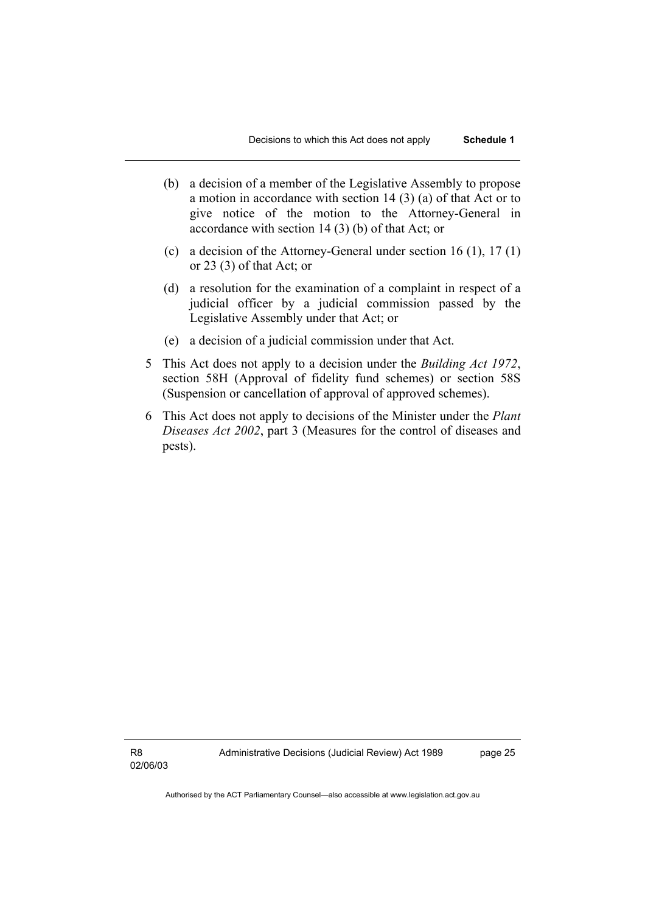(b) a decision of a member of the Legislative Assembly to propose a motion in accordance with section 14 (3) (a) of that Act or to give notice of the motion to the Attorney-General in accordance with section 14 (3) (b) of that Act; or

(c) a decision of the Attorney-General under section 16 (1), 17 (1) or 23 (3) of that Act; or

(d) a resolution for the examination of a complaint in respect of a judicial officer by a judicial commission passed by the Legislative Assembly under that Act; or

(e) a decision of a judicial commission under that Act.

5 This Act does not apply to a decision under the *Building Act 1972*, section 58H (Approval of fidelity fund schemes) or section 58S (Suspension or cancellation of approval of approved schemes).

6 This Act does not apply to decisions of the Minister under the *Plant Diseases Act 2002*, part 3 (Measures for the control of diseases and pests).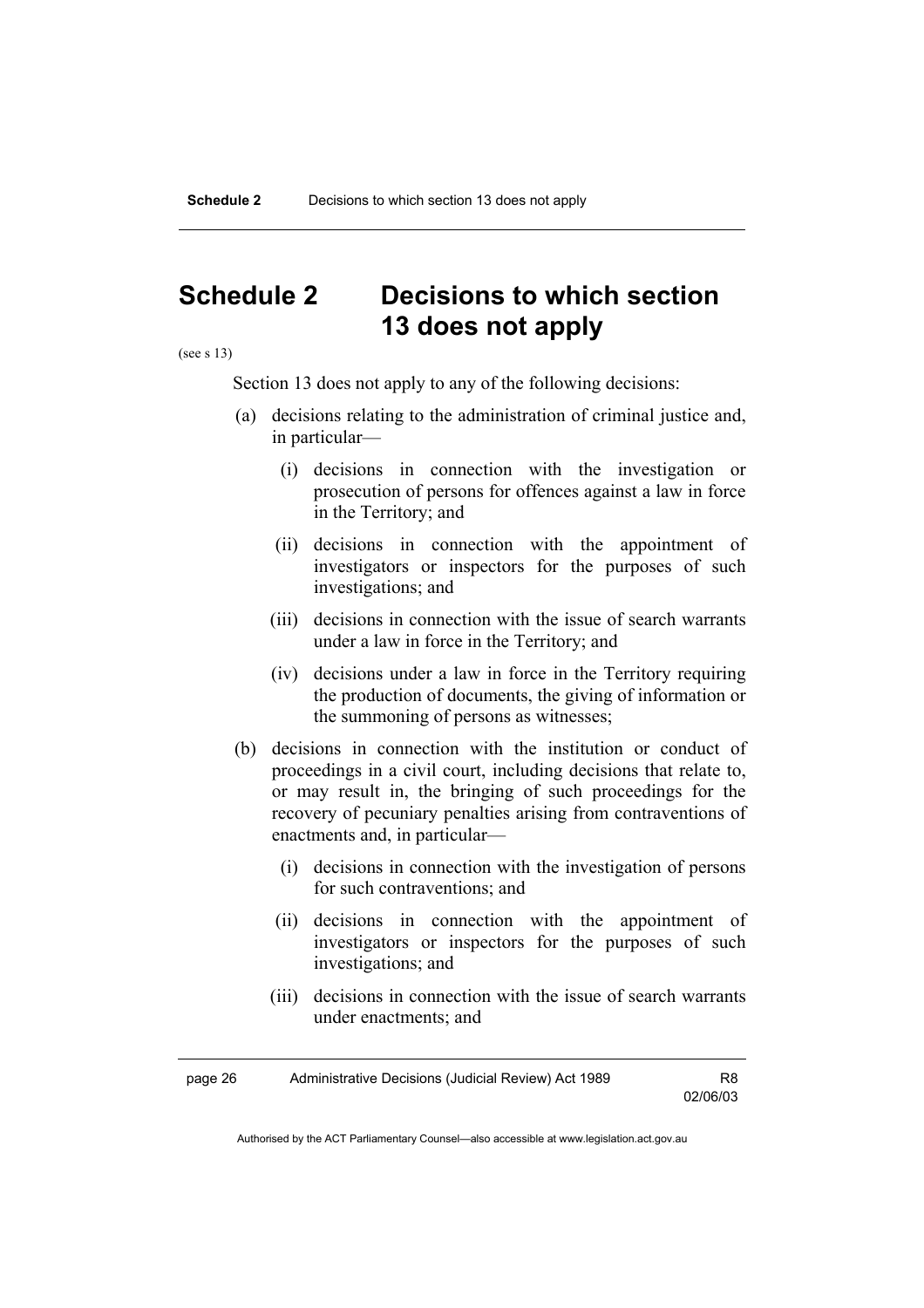# Schedule 2 Decisions to which section 13 does not apply

(see s 13)

Section 13 does not apply to any of the following decisions:

(a) decisions relating to the administration of criminal justice and, in particular—

  (i) decisions in connection with the investigation or prosecution of persons for offences against a law in force in the Territory; and

  (ii) decisions in connection with the appointment of investigators or inspectors for the purposes of such investigations; and

  (iii) decisions in connection with the issue of search warrants under a law in force in the Territory; and

  (iv) decisions under a law in force in the Territory requiring the production of documents, the giving of information or the summoning of persons as witnesses;

(b) decisions in connection with the institution or conduct of proceedings in a civil court, including decisions that relate to, or may result in, the bringing of such proceedings for the recovery of pecuniary penalties arising from contraventions of enactments and, in particular—

  (i) decisions in connection with the investigation of persons for such contraventions; and

  (ii) decisions in connection with the appointment of investigators or inspectors for the purposes of such investigations; and

  (iii) decisions in connection with the issue of search warrants under enactments; and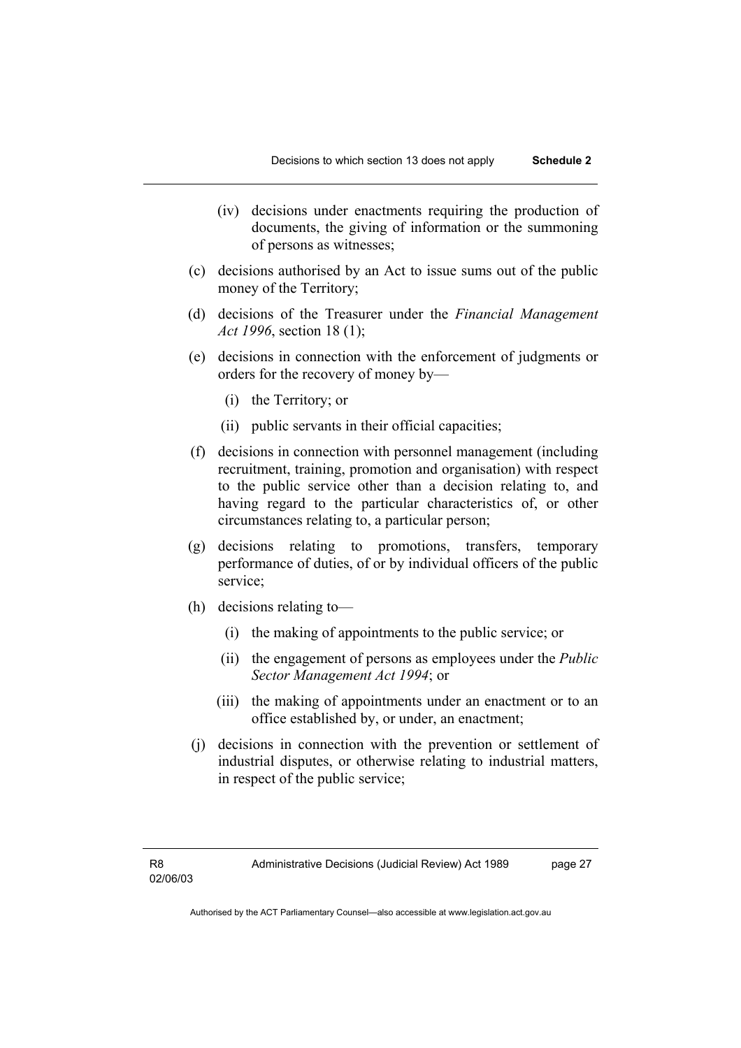(iv) decisions under enactments requiring the production of documents, the giving of information or the summoning of persons as witnesses;

(c) decisions authorised by an Act to issue sums out of the public money of the Territory;

(d) decisions of the Treasurer under the *Financial Management Act 1996*, section 18 (1);

(e) decisions in connection with the enforcement of judgments or orders for the recovery of money by—

(i) the Territory; or

(ii) public servants in their official capacities;

(f) decisions in connection with personnel management (including recruitment, training, promotion and organisation) with respect to the public service other than a decision relating to, and having regard to the particular characteristics of, or other circumstances relating to, a particular person;

(g) decisions relating to promotions, transfers, temporary performance of duties, of or by individual officers of the public service;

(h) decisions relating to—

(i) the making of appointments to the public service; or

(ii) the engagement of persons as employees under the *Public Sector Management Act 1994*; or

(iii) the making of appointments under an enactment or to an office established by, or under, an enactment;

(j) decisions in connection with the prevention or settlement of industrial disputes, or otherwise relating to industrial matters, in respect of the public service;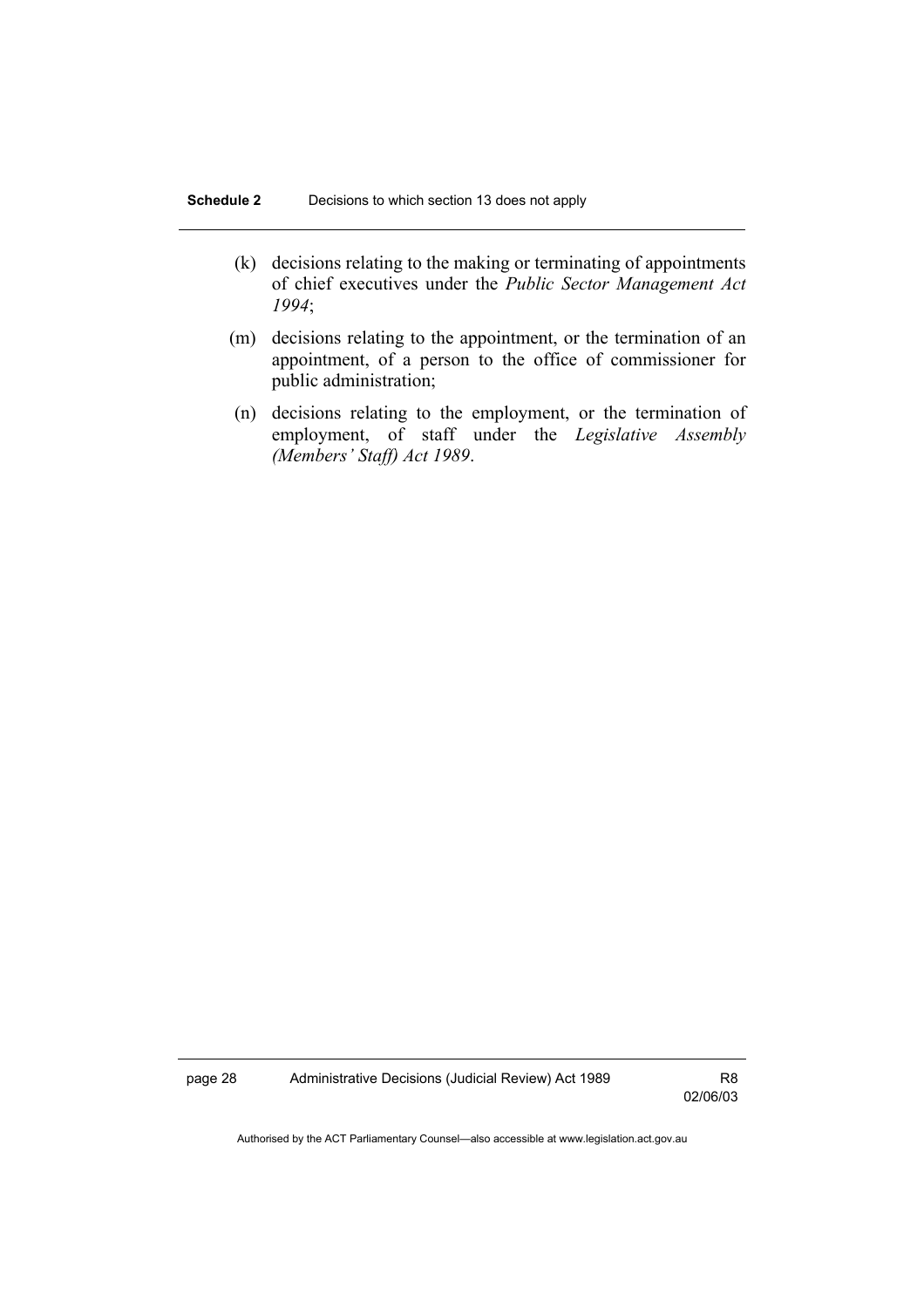(k) decisions relating to the making or terminating of appointments of chief executives under the *Public Sector Management Act 1994*;

(m) decisions relating to the appointment, or the termination of an appointment, of a person to the office of commissioner for public administration;

(n) decisions relating to the employment, or the termination of employment, of staff under the *Legislative Assembly (Members' Staff) Act 1989*.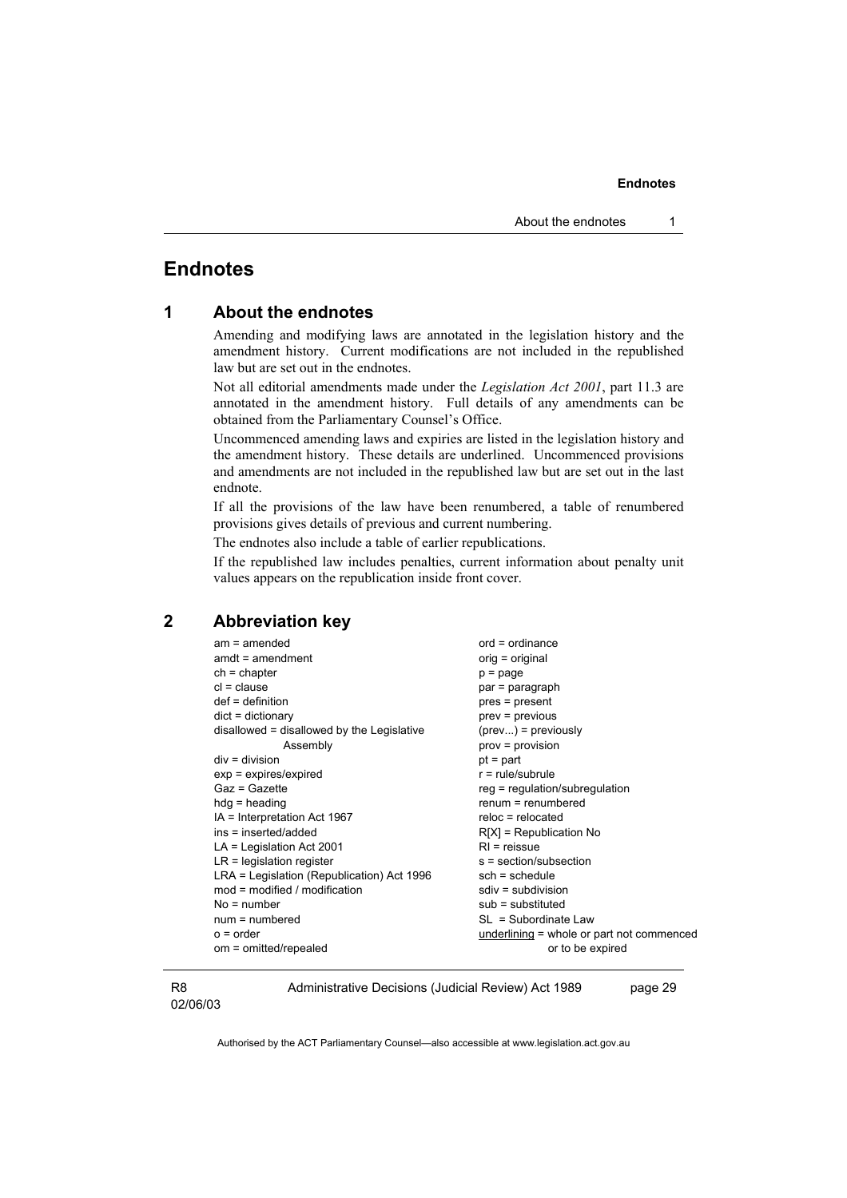# Endnotes

## 1 About the endnotes

Amending and modifying laws are annotated in the legislation history and the amendment history. Current modifications are not included in the republished law but are set out in the endnotes.

Not all editorial amendments made under the *Legislation Act 2001*, part 11.3 are annotated in the amendment history. Full details of any amendments can be obtained from the Parliamentary Counsel's Office.

Uncommenced amending laws and expiries are listed in the legislation history and the amendment history. These details are underlined. Uncommenced provisions and amendments are not included in the republished law but are set out in the last endnote.

If all the provisions of the law have been renumbered, a table of renumbered provisions gives details of previous and current numbering.

The endnotes also include a table of earlier republications.

If the republished law includes penalties, current information about penalty unit values appears on the republication inside front cover.

## 2 Abbreviation key

am = amended
amdt = amendment
ch = chapter
cl = clause
def = definition
dict = dictionary
disallowed = disallowed by the Legislative Assembly
div = division
exp = expires/expired
Gaz = Gazette
hdg = heading
IA = Interpretation Act 1967
ins = inserted/added
LA = Legislation Act 2001
LR = legislation register
LRA = Legislation (Republication) Act 1996
mod = modified / modification
No = number
num = numbered
o = order
om = omitted/repealed
ord = ordinance
orig = original
p = page
par = paragraph
pres = present
prev = previous
(prev...) = previously
prov = provision
pt = part
r = rule/subrule
reg = regulation/subregulation
renum = renumbered
reloc = relocated
R[X] = Republication No
RI = reissue
s = section/subsection
sch = schedule
sdiv = subdivision
sub = substituted
SL = Subordinate Law
<u>underlining</u> = whole or part not commenced or to be expired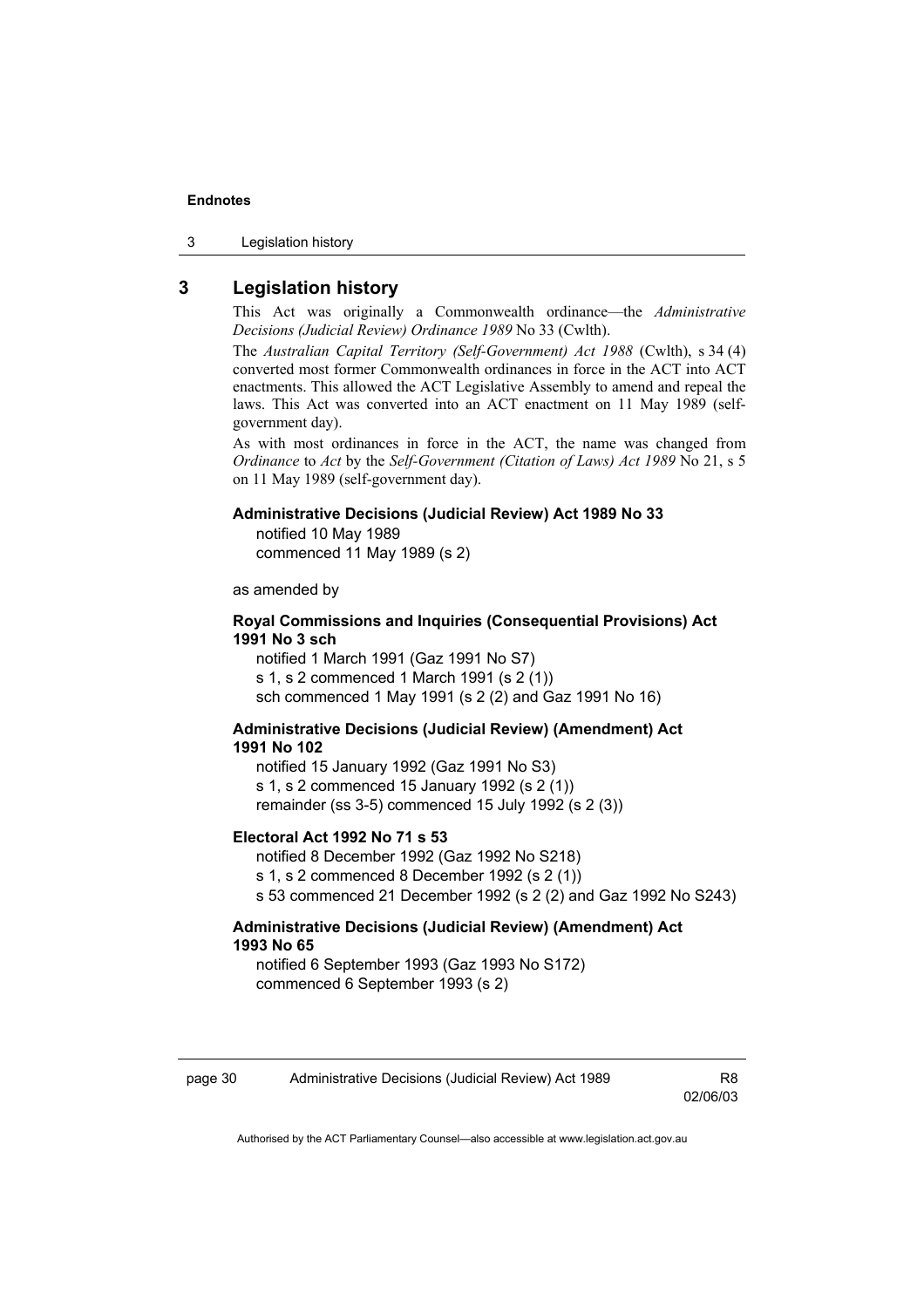## 3 Legislation history

This Act was originally a Commonwealth ordinance—the *Administrative Decisions (Judicial Review) Ordinance 1989* No 33 (Cwlth).

The *Australian Capital Territory (Self-Government) Act 1988* (Cwlth), s 34 (4) converted most former Commonwealth ordinances in force in the ACT into ACT enactments. This allowed the ACT Legislative Assembly to amend and repeal the laws. This Act was converted into an ACT enactment on 11 May 1989 (self-government day).

As with most ordinances in force in the ACT, the name was changed from *Ordinance* to *Act* by the *Self-Government (Citation of Laws) Act 1989* No 21, s 5 on 11 May 1989 (self-government day).

**Administrative Decisions (Judicial Review) Act 1989 No 33**
notified 10 May 1989
commenced 11 May 1989 (s 2)

as amended by

**Royal Commissions and Inquiries (Consequential Provisions) Act 1991 No 3 sch**
notified 1 March 1991 (Gaz 1991 No S7)
s 1, s 2 commenced 1 March 1991 (s 2 (1))
sch commenced 1 May 1991 (s 2 (2) and Gaz 1991 No 16)

**Administrative Decisions (Judicial Review) (Amendment) Act 1991 No 102**
notified 15 January 1992 (Gaz 1991 No S3)
s 1, s 2 commenced 15 January 1992 (s 2 (1))
remainder (ss 3-5) commenced 15 July 1992 (s 2 (3))

**Electoral Act 1992 No 71 s 53**
notified 8 December 1992 (Gaz 1992 No S218)
s 1, s 2 commenced 8 December 1992 (s 2 (1))
s 53 commenced 21 December 1992 (s 2 (2) and Gaz 1992 No S243)

**Administrative Decisions (Judicial Review) (Amendment) Act 1993 No 65**
notified 6 September 1993 (Gaz 1993 No S172)
commenced 6 September 1993 (s 2)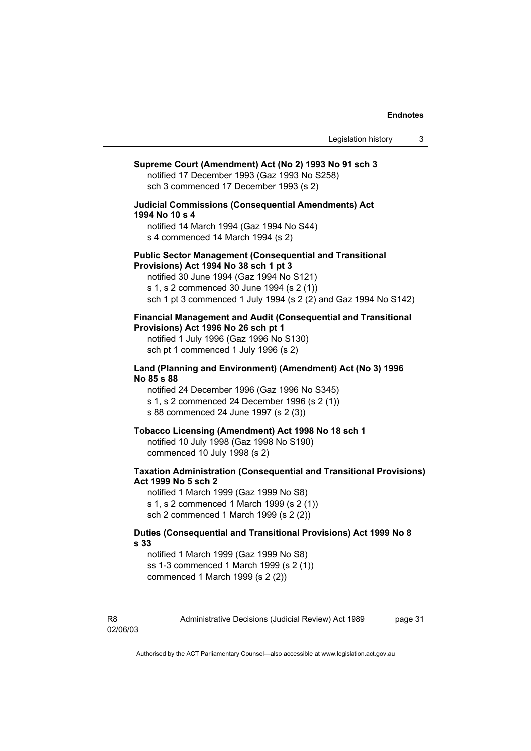**Supreme Court (Amendment) Act (No 2) 1993 No 91 sch 3**
notified 17 December 1993 (Gaz 1993 No S258)
sch 3 commenced 17 December 1993 (s 2)

**Judicial Commissions (Consequential Amendments) Act 1994 No 10 s 4**
notified 14 March 1994 (Gaz 1994 No S44)
s 4 commenced 14 March 1994 (s 2)

**Public Sector Management (Consequential and Transitional Provisions) Act 1994 No 38 sch 1 pt 3**
notified 30 June 1994 (Gaz 1994 No S121)
s 1, s 2 commenced 30 June 1994 (s 2 (1))
sch 1 pt 3 commenced 1 July 1994 (s 2 (2) and Gaz 1994 No S142)

**Financial Management and Audit (Consequential and Transitional Provisions) Act 1996 No 26 sch pt 1**
notified 1 July 1996 (Gaz 1996 No S130)
sch pt 1 commenced 1 July 1996 (s 2)

**Land (Planning and Environment) (Amendment) Act (No 3) 1996 No 85 s 88**
notified 24 December 1996 (Gaz 1996 No S345)
s 1, s 2 commenced 24 December 1996 (s 2 (1))
s 88 commenced 24 June 1997 (s 2 (3))

**Tobacco Licensing (Amendment) Act 1998 No 18 sch 1**
notified 10 July 1998 (Gaz 1998 No S190)
commenced 10 July 1998 (s 2)

**Taxation Administration (Consequential and Transitional Provisions) Act 1999 No 5 sch 2**
notified 1 March 1999 (Gaz 1999 No S8)
s 1, s 2 commenced 1 March 1999 (s 2 (1))
sch 2 commenced 1 March 1999 (s 2 (2))

**Duties (Consequential and Transitional Provisions) Act 1999 No 8 s 33**
notified 1 March 1999 (Gaz 1999 No S8)
ss 1-3 commenced 1 March 1999 (s 2 (1))
commenced 1 March 1999 (s 2 (2))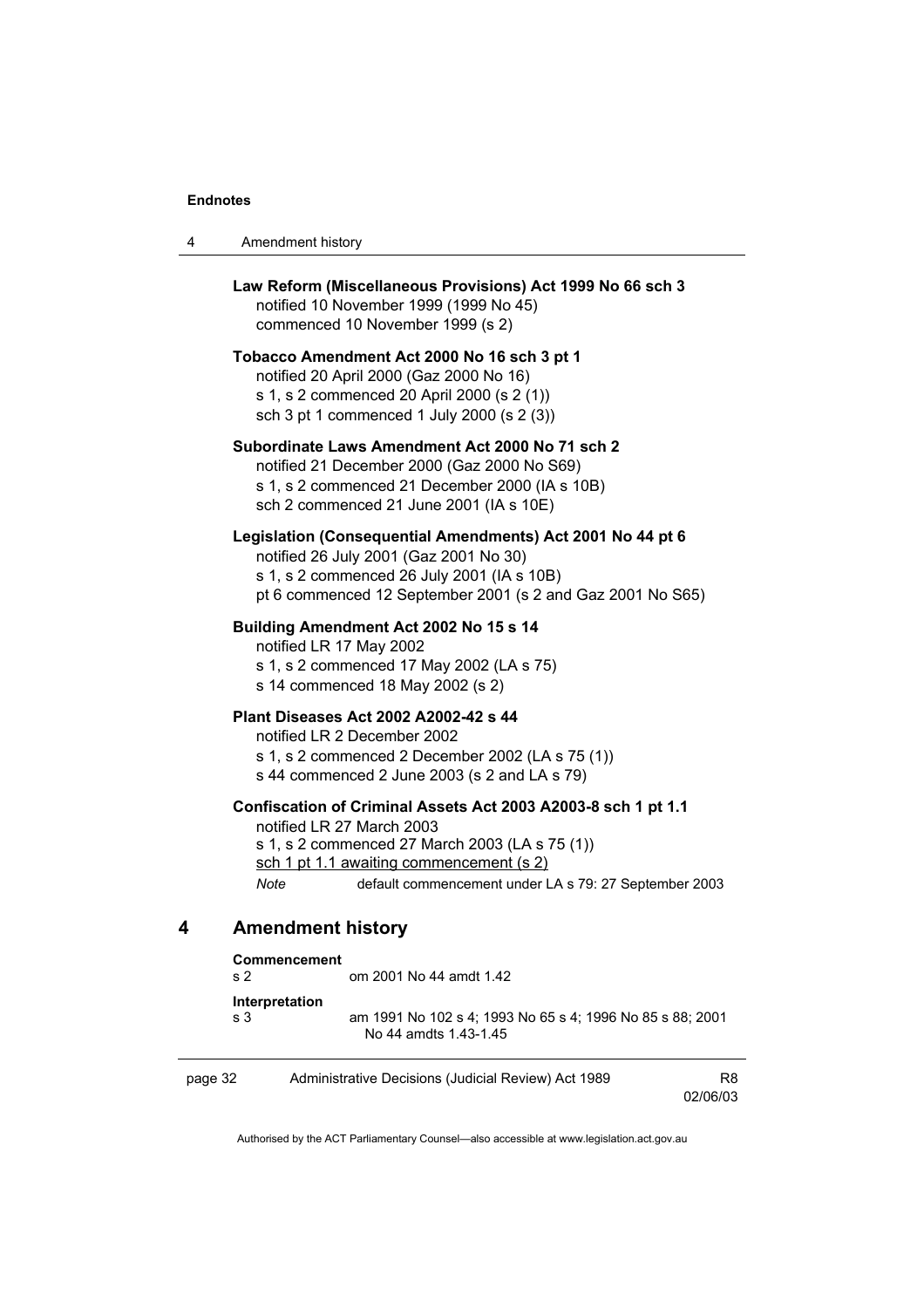**Law Reform (Miscellaneous Provisions) Act 1999 No 66 sch 3**
notified 10 November 1999 (1999 No 45)
commenced 10 November 1999 (s 2)

**Tobacco Amendment Act 2000 No 16 sch 3 pt 1**
notified 20 April 2000 (Gaz 2000 No 16)
s 1, s 2 commenced 20 April 2000 (s 2 (1))
sch 3 pt 1 commenced 1 July 2000 (s 2 (3))

**Subordinate Laws Amendment Act 2000 No 71 sch 2**
notified 21 December 2000 (Gaz 2000 No S69)
s 1, s 2 commenced 21 December 2000 (IA s 10B)
sch 2 commenced 21 June 2001 (IA s 10E)

**Legislation (Consequential Amendments) Act 2001 No 44 pt 6**
notified 26 July 2001 (Gaz 2001 No 30)
s 1, s 2 commenced 26 July 2001 (IA s 10B)
pt 6 commenced 12 September 2001 (s 2 and Gaz 2001 No S65)

**Building Amendment Act 2002 No 15 s 14**
notified LR 17 May 2002
s 1, s 2 commenced 17 May 2002 (LA s 75)
s 14 commenced 18 May 2002 (s 2)

**Plant Diseases Act 2002 A2002-42 s 44**
notified LR 2 December 2002
s 1, s 2 commenced 2 December 2002 (LA s 75 (1))
s 44 commenced 2 June 2003 (s 2 and LA s 79)

**Confiscation of Criminal Assets Act 2003 A2003-8 sch 1 pt 1.1**
notified LR 27 March 2003
s 1, s 2 commenced 27 March 2003 (LA s 75 (1))
sch 1 pt 1.1 awaiting commencement (s 2)
*Note* default commencement under LA s 79: 27 September 2003

## 4 Amendment history

**Commencement**
s 2 om 2001 No 44 amdt 1.42

**Interpretation**
s 3 am 1991 No 102 s 4; 1993 No 65 s 4; 1996 No 85 s 88; 2001 No 44 amdts 1.43-1.45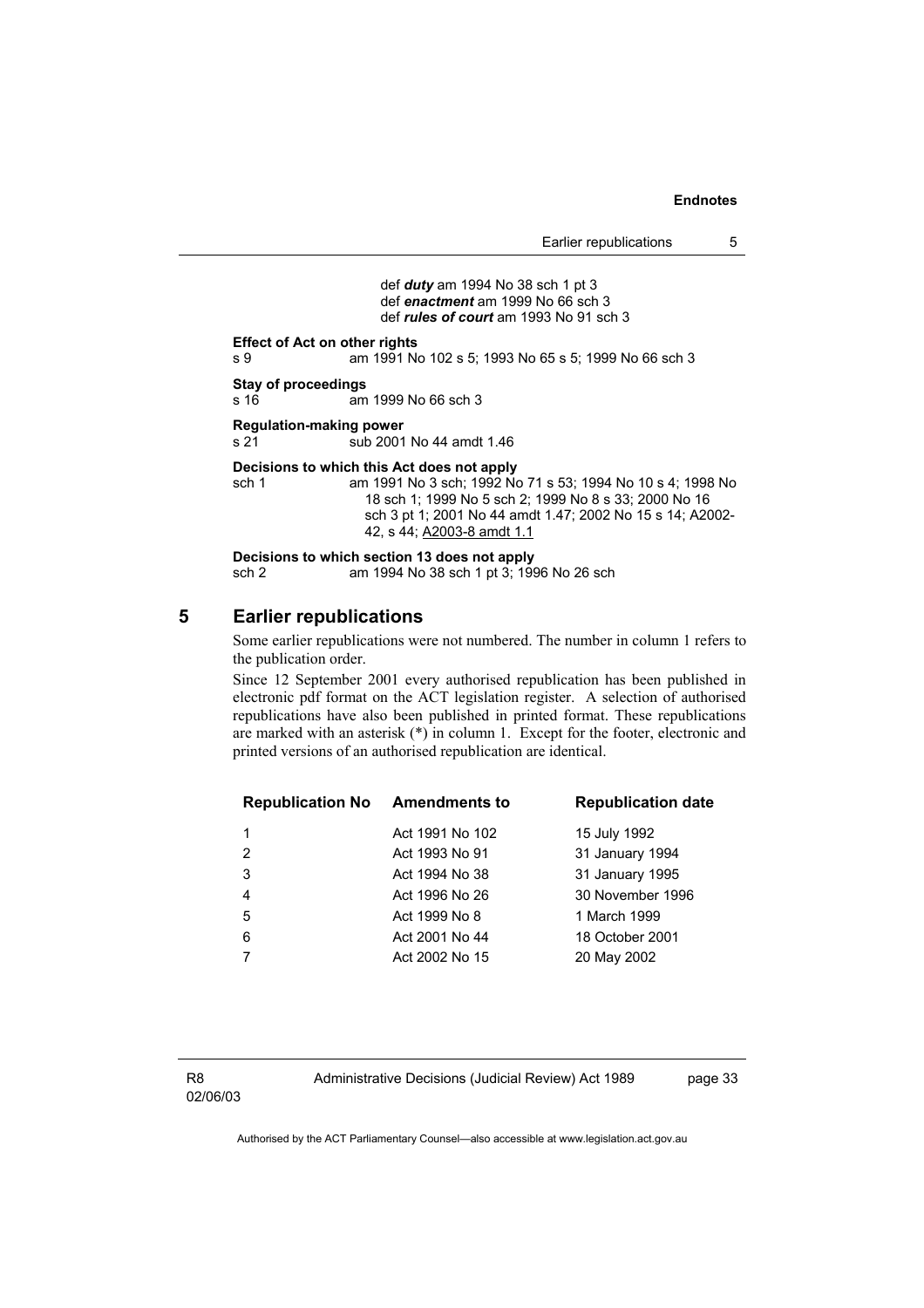def ***duty*** am 1994 No 38 sch 1 pt 3
def ***enactment*** am 1999 No 66 sch 3
def ***rules of court*** am 1993 No 91 sch 3

**Effect of Act on other rights**
s 9 am 1991 No 102 s 5; 1993 No 65 s 5; 1999 No 66 sch 3

**Stay of proceedings**
s 16 am 1999 No 66 sch 3

**Regulation-making power**
s 21 sub 2001 No 44 amdt 1.46

**Decisions to which this Act does not apply**
sch 1 am 1991 No 3 sch; 1992 No 71 s 53; 1994 No 10 s 4; 1998 No 18 sch 1; 1999 No 5 sch 2; 1999 No 8 s 33; 2000 No 16 sch 3 pt 1; 2001 No 44 amdt 1.47; 2002 No 15 s 14; A2002-42, s 44; A2003-8 amdt 1.1

**Decisions to which section 13 does not apply**
sch 2 am 1994 No 38 sch 1 pt 3; 1996 No 26 sch

## 5 Earlier republications

Some earlier republications were not numbered. The number in column 1 refers to the publication order.

Since 12 September 2001 every authorised republication has been published in electronic pdf format on the ACT legislation register. A selection of authorised republications have also been published in printed format. These republications are marked with an asterisk (*) in column 1. Except for the footer, electronic and printed versions of an authorised republication are identical.

| Republication No | Amendments to | Republication date |
|---|---|---|
| 1 | Act 1991 No 102 | 15 July 1992 |
| 2 | Act 1993 No 91 | 31 January 1994 |
| 3 | Act 1994 No 38 | 31 January 1995 |
| 4 | Act 1996 No 26 | 30 November 1996 |
| 5 | Act 1999 No 8 | 1 March 1999 |
| 6 | Act 2001 No 44 | 18 October 2001 |
| 7 | Act 2002 No 15 | 20 May 2002 |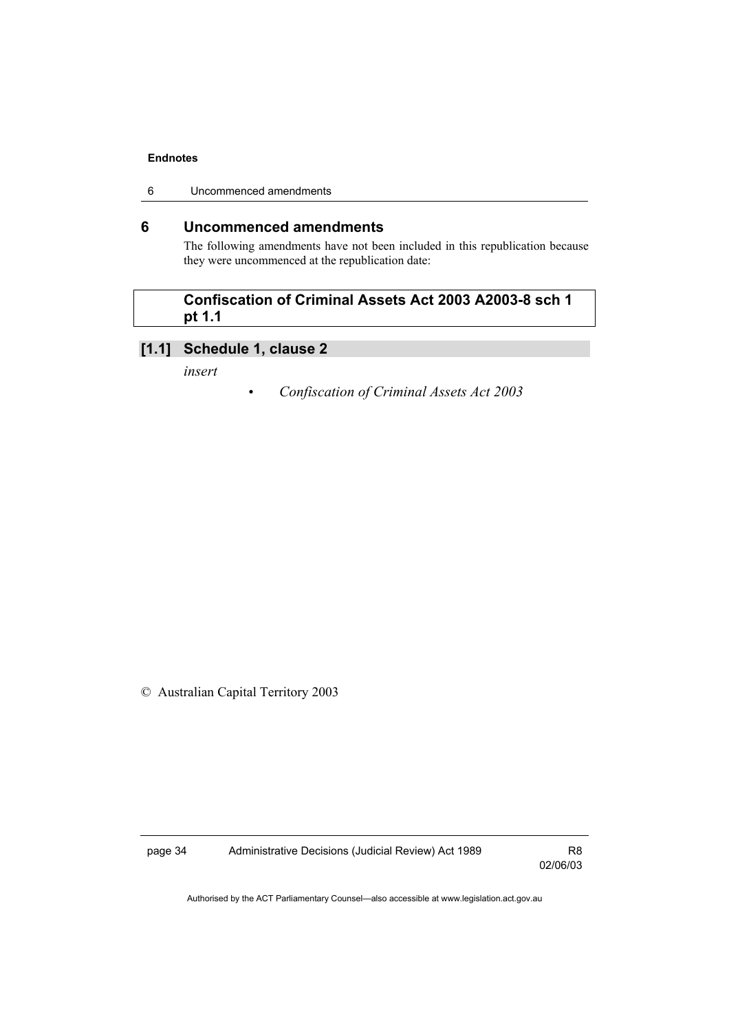## 6 Uncommenced amendments

The following amendments have not been included in this republication because they were uncommenced at the republication date:

### Confiscation of Criminal Assets Act 2003 A2003-8 sch 1 pt 1.1

### [1.1] Schedule 1, clause 2

*insert*

- *Confiscation of Criminal Assets Act 2003*

© Australian Capital Territory 2003